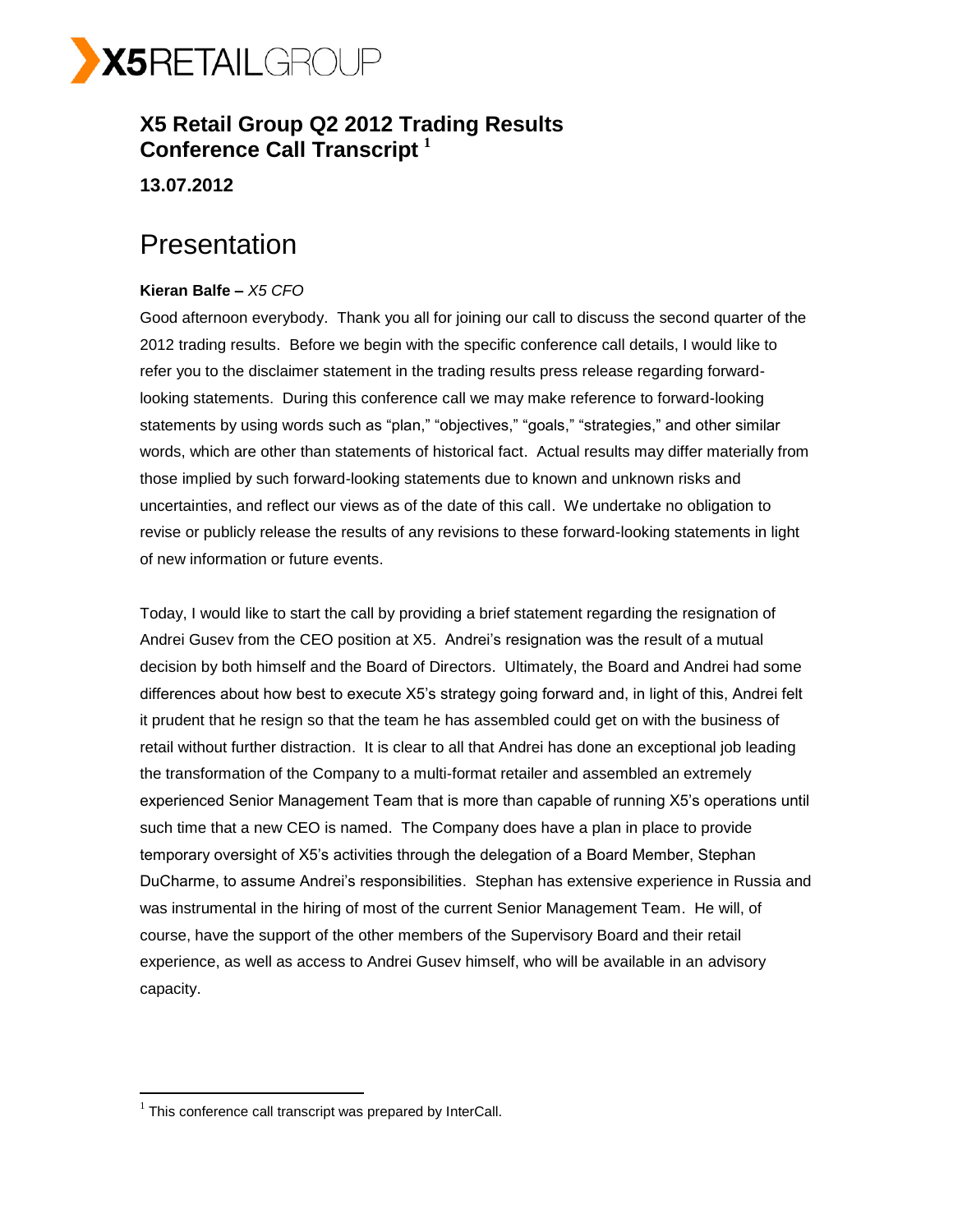X5RETAILGROUP

# X5 Retail Group Q2 2012 Trading Results Conference Call Transcript [1]

**13.07.2012**

## Presentation

**Kieran Balfe –** *X5 CFO*

Good afternoon everybody. Thank you all for joining our call to discuss the second quarter of the 2012 trading results. Before we begin with the specific conference call details, I would like to refer you to the disclaimer statement in the trading results press release regarding forward-looking statements. During this conference call we may make reference to forward-looking statements by using words such as "plan," "objectives," "goals," "strategies," and other similar words, which are other than statements of historical fact. Actual results may differ materially from those implied by such forward-looking statements due to known and unknown risks and uncertainties, and reflect our views as of the date of this call. We undertake no obligation to revise or publicly release the results of any revisions to these forward-looking statements in light of new information or future events.

Today, I would like to start the call by providing a brief statement regarding the resignation of Andrei Gusev from the CEO position at X5. Andrei's resignation was the result of a mutual decision by both himself and the Board of Directors. Ultimately, the Board and Andrei had some differences about how best to execute X5's strategy going forward and, in light of this, Andrei felt it prudent that he resign so that the team he has assembled could get on with the business of retail without further distraction. It is clear to all that Andrei has done an exceptional job leading the transformation of the Company to a multi-format retailer and assembled an extremely experienced Senior Management Team that is more than capable of running X5's operations until such time that a new CEO is named. The Company does have a plan in place to provide temporary oversight of X5's activities through the delegation of a Board Member, Stephan DuCharme, to assume Andrei's responsibilities. Stephan has extensive experience in Russia and was instrumental in the hiring of most of the current Senior Management Team. He will, of course, have the support of the other members of the Supervisory Board and their retail experience, as well as access to Andrei Gusev himself, who will be available in an advisory capacity.

[1] This conference call transcript was prepared by InterCall.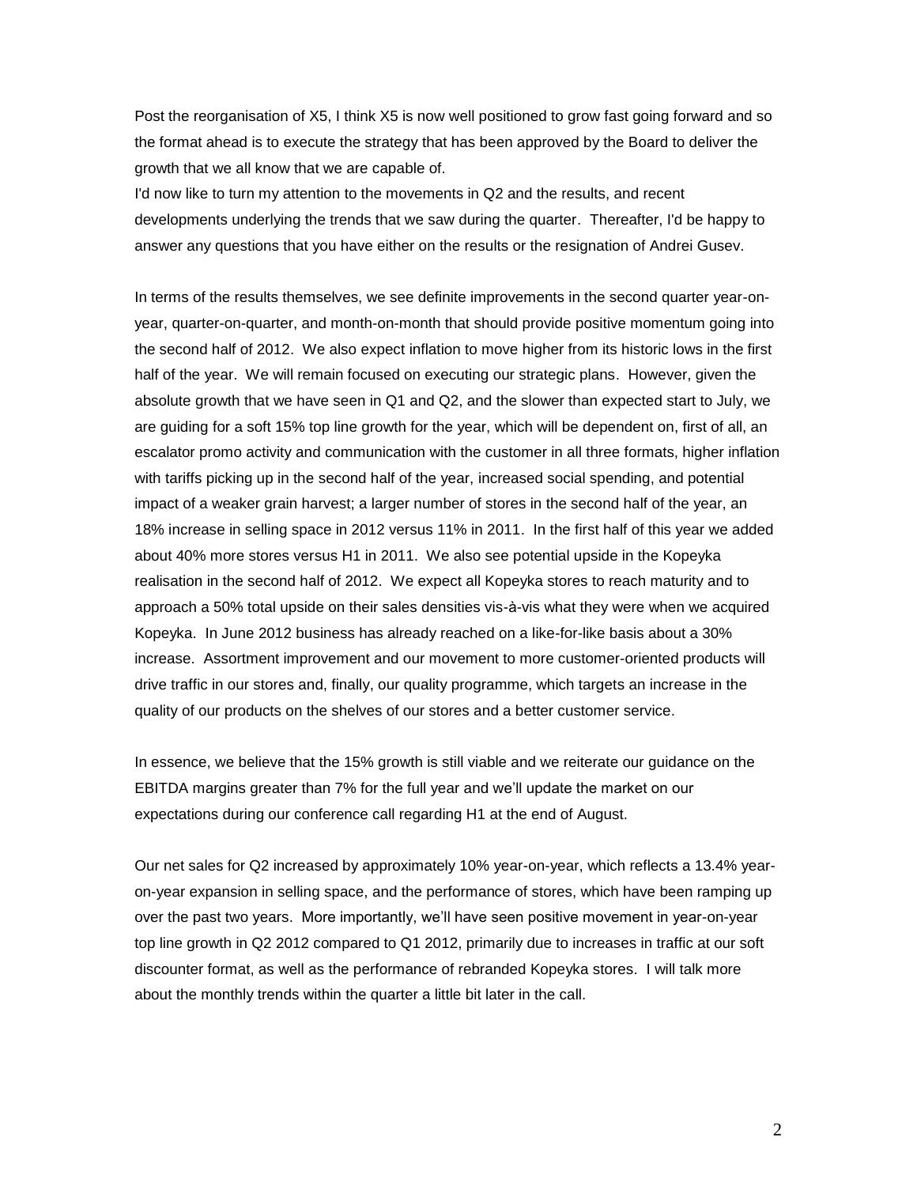Post the reorganisation of X5, I think X5 is now well positioned to grow fast going forward and so the format ahead is to execute the strategy that has been approved by the Board to deliver the growth that we all know that we are capable of.

I'd now like to turn my attention to the movements in Q2 and the results, and recent developments underlying the trends that we saw during the quarter. Thereafter, I'd be happy to answer any questions that you have either on the results or the resignation of Andrei Gusev.

In terms of the results themselves, we see definite improvements in the second quarter year-on-year, quarter-on-quarter, and month-on-month that should provide positive momentum going into the second half of 2012. We also expect inflation to move higher from its historic lows in the first half of the year. We will remain focused on executing our strategic plans. However, given the absolute growth that we have seen in Q1 and Q2, and the slower than expected start to July, we are guiding for a soft 15% top line growth for the year, which will be dependent on, first of all, an escalator promo activity and communication with the customer in all three formats, higher inflation with tariffs picking up in the second half of the year, increased social spending, and potential impact of a weaker grain harvest; a larger number of stores in the second half of the year, an 18% increase in selling space in 2012 versus 11% in 2011. In the first half of this year we added about 40% more stores versus H1 in 2011. We also see potential upside in the Kopeyka realisation in the second half of 2012. We expect all Kopeyka stores to reach maturity and to approach a 50% total upside on their sales densities vis-à-vis what they were when we acquired Kopeyka. In June 2012 business has already reached on a like-for-like basis about a 30% increase. Assortment improvement and our movement to more customer-oriented products will drive traffic in our stores and, finally, our quality programme, which targets an increase in the quality of our products on the shelves of our stores and a better customer service.

In essence, we believe that the 15% growth is still viable and we reiterate our guidance on the EBITDA margins greater than 7% for the full year and we'll update the market on our expectations during our conference call regarding H1 at the end of August.

Our net sales for Q2 increased by approximately 10% year-on-year, which reflects a 13.4% year-on-year expansion in selling space, and the performance of stores, which have been ramping up over the past two years. More importantly, we'll have seen positive movement in year-on-year top line growth in Q2 2012 compared to Q1 2012, primarily due to increases in traffic at our soft discounter format, as well as the performance of rebranded Kopeyka stores. I will talk more about the monthly trends within the quarter a little bit later in the call.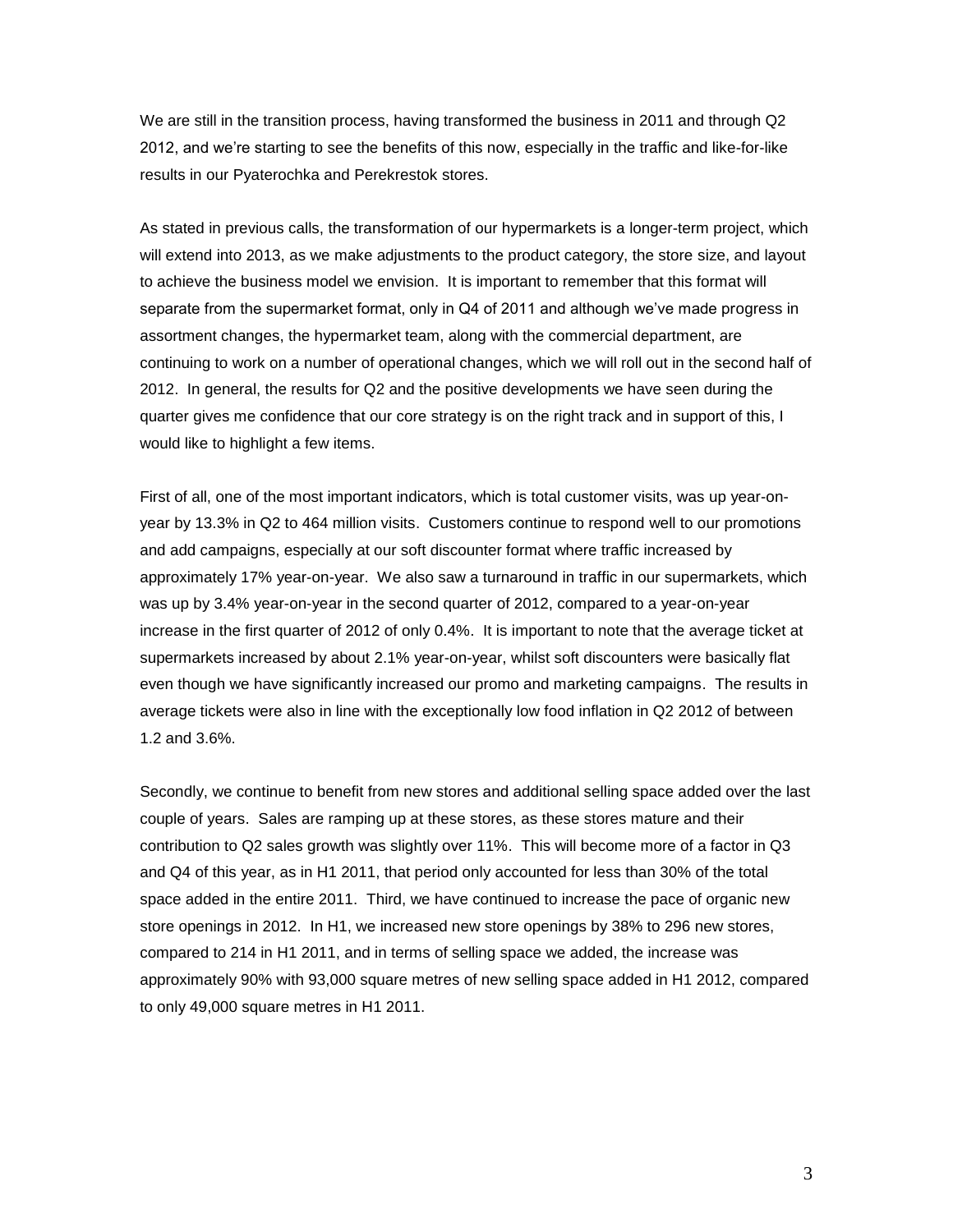We are still in the transition process, having transformed the business in 2011 and through Q2 2012, and we're starting to see the benefits of this now, especially in the traffic and like-for-like results in our Pyaterochka and Perekrestok stores.

As stated in previous calls, the transformation of our hypermarkets is a longer-term project, which will extend into 2013, as we make adjustments to the product category, the store size, and layout to achieve the business model we envision. It is important to remember that this format will separate from the supermarket format, only in Q4 of 2011 and although we've made progress in assortment changes, the hypermarket team, along with the commercial department, are continuing to work on a number of operational changes, which we will roll out in the second half of 2012. In general, the results for Q2 and the positive developments we have seen during the quarter gives me confidence that our core strategy is on the right track and in support of this, I would like to highlight a few items.

First of all, one of the most important indicators, which is total customer visits, was up year-on-year by 13.3% in Q2 to 464 million visits. Customers continue to respond well to our promotions and add campaigns, especially at our soft discounter format where traffic increased by approximately 17% year-on-year. We also saw a turnaround in traffic in our supermarkets, which was up by 3.4% year-on-year in the second quarter of 2012, compared to a year-on-year increase in the first quarter of 2012 of only 0.4%. It is important to note that the average ticket at supermarkets increased by about 2.1% year-on-year, whilst soft discounters were basically flat even though we have significantly increased our promo and marketing campaigns. The results in average tickets were also in line with the exceptionally low food inflation in Q2 2012 of between 1.2 and 3.6%.

Secondly, we continue to benefit from new stores and additional selling space added over the last couple of years. Sales are ramping up at these stores, as these stores mature and their contribution to Q2 sales growth was slightly over 11%. This will become more of a factor in Q3 and Q4 of this year, as in H1 2011, that period only accounted for less than 30% of the total space added in the entire 2011. Third, we have continued to increase the pace of organic new store openings in 2012. In H1, we increased new store openings by 38% to 296 new stores, compared to 214 in H1 2011, and in terms of selling space we added, the increase was approximately 90% with 93,000 square metres of new selling space added in H1 2012, compared to only 49,000 square metres in H1 2011.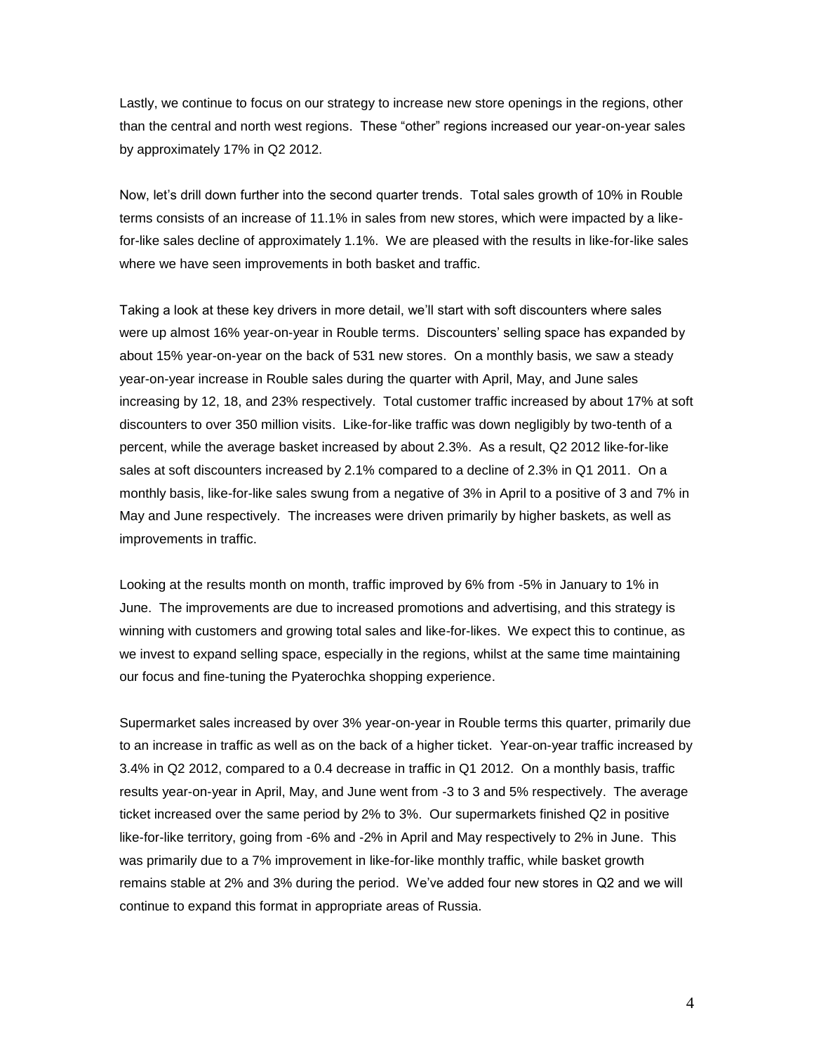Lastly, we continue to focus on our strategy to increase new store openings in the regions, other than the central and north west regions. These "other" regions increased our year-on-year sales by approximately 17% in Q2 2012.

Now, let's drill down further into the second quarter trends. Total sales growth of 10% in Rouble terms consists of an increase of 11.1% in sales from new stores, which were impacted by a like-for-like sales decline of approximately 1.1%. We are pleased with the results in like-for-like sales where we have seen improvements in both basket and traffic.

Taking a look at these key drivers in more detail, we'll start with soft discounters where sales were up almost 16% year-on-year in Rouble terms. Discounters' selling space has expanded by about 15% year-on-year on the back of 531 new stores. On a monthly basis, we saw a steady year-on-year increase in Rouble sales during the quarter with April, May, and June sales increasing by 12, 18, and 23% respectively. Total customer traffic increased by about 17% at soft discounters to over 350 million visits. Like-for-like traffic was down negligibly by two-tenth of a percent, while the average basket increased by about 2.3%. As a result, Q2 2012 like-for-like sales at soft discounters increased by 2.1% compared to a decline of 2.3% in Q1 2011. On a monthly basis, like-for-like sales swung from a negative of 3% in April to a positive of 3 and 7% in May and June respectively. The increases were driven primarily by higher baskets, as well as improvements in traffic.

Looking at the results month on month, traffic improved by 6% from -5% in January to 1% in June. The improvements are due to increased promotions and advertising, and this strategy is winning with customers and growing total sales and like-for-likes. We expect this to continue, as we invest to expand selling space, especially in the regions, whilst at the same time maintaining our focus and fine-tuning the Pyaterochka shopping experience.

Supermarket sales increased by over 3% year-on-year in Rouble terms this quarter, primarily due to an increase in traffic as well as on the back of a higher ticket. Year-on-year traffic increased by 3.4% in Q2 2012, compared to a 0.4 decrease in traffic in Q1 2012. On a monthly basis, traffic results year-on-year in April, May, and June went from -3 to 3 and 5% respectively. The average ticket increased over the same period by 2% to 3%. Our supermarkets finished Q2 in positive like-for-like territory, going from -6% and -2% in April and May respectively to 2% in June. This was primarily due to a 7% improvement in like-for-like monthly traffic, while basket growth remains stable at 2% and 3% during the period. We've added four new stores in Q2 and we will continue to expand this format in appropriate areas of Russia.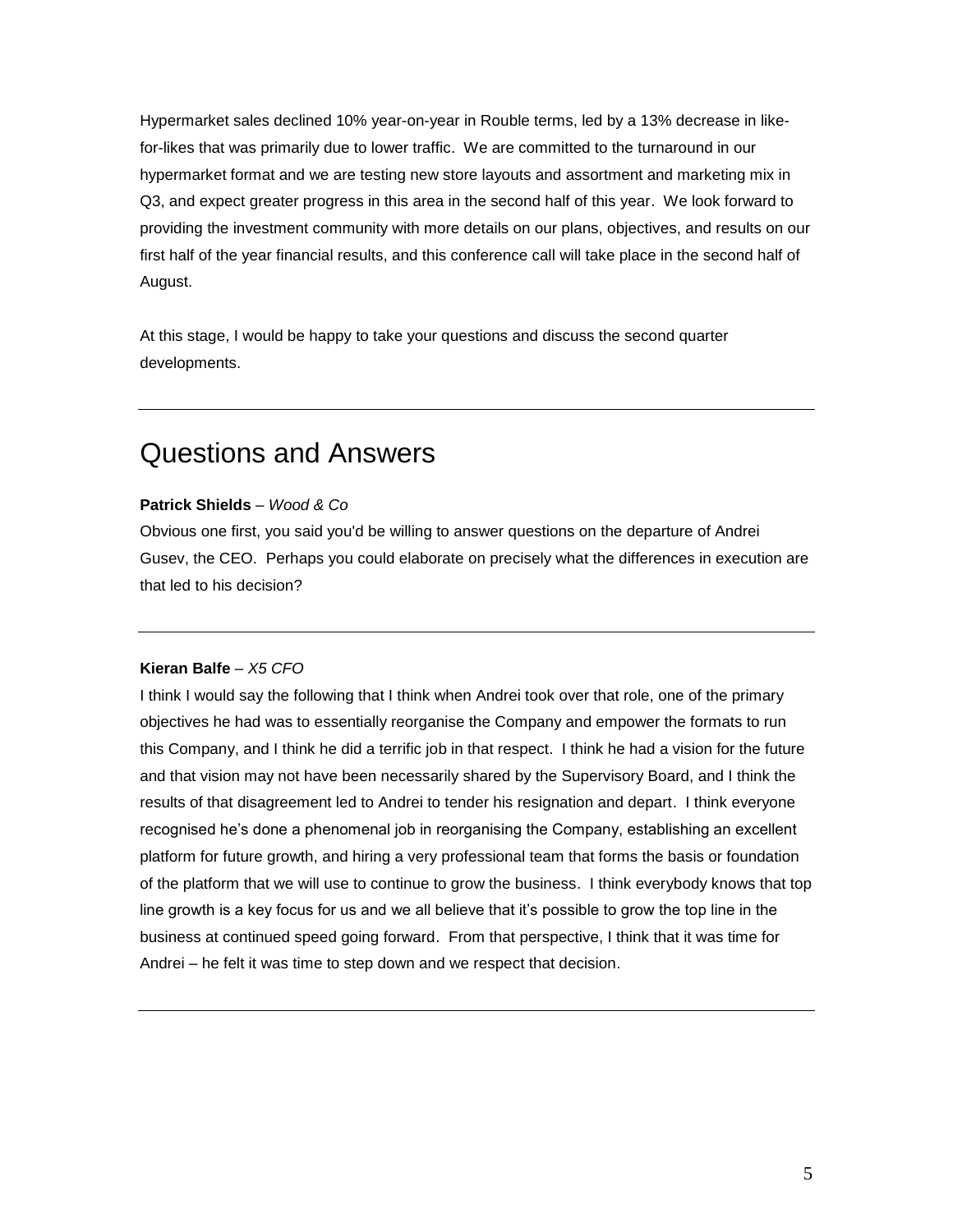Hypermarket sales declined 10% year-on-year in Rouble terms, led by a 13% decrease in like-for-likes that was primarily due to lower traffic. We are committed to the turnaround in our hypermarket format and we are testing new store layouts and assortment and marketing mix in Q3, and expect greater progress in this area in the second half of this year. We look forward to providing the investment community with more details on our plans, objectives, and results on our first half of the year financial results, and this conference call will take place in the second half of August.

At this stage, I would be happy to take your questions and discuss the second quarter developments.

---

## Questions and Answers

**Patrick Shields** – *Wood & Co*

Obvious one first, you said you'd be willing to answer questions on the departure of Andrei Gusev, the CEO. Perhaps you could elaborate on precisely what the differences in execution are that led to his decision?

---

**Kieran Balfe** – *X5 CFO*

I think I would say the following that I think when Andrei took over that role, one of the primary objectives he had was to essentially reorganise the Company and empower the formats to run this Company, and I think he did a terrific job in that respect. I think he had a vision for the future and that vision may not have been necessarily shared by the Supervisory Board, and I think the results of that disagreement led to Andrei to tender his resignation and depart. I think everyone recognised he's done a phenomenal job in reorganising the Company, establishing an excellent platform for future growth, and hiring a very professional team that forms the basis or foundation of the platform that we will use to continue to grow the business. I think everybody knows that top line growth is a key focus for us and we all believe that it's possible to grow the top line in the business at continued speed going forward. From that perspective, I think that it was time for Andrei – he felt it was time to step down and we respect that decision.

---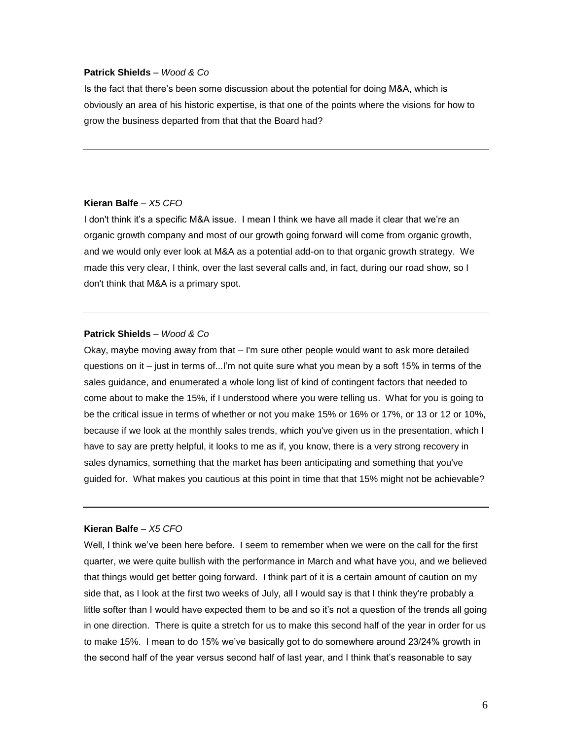**Patrick Shields** – *Wood & Co*

Is the fact that there's been some discussion about the potential for doing M&A, which is obviously an area of his historic expertise, is that one of the points where the visions for how to grow the business departed from that that the Board had?

---

**Kieran Balfe** – *X5 CFO*

I don't think it's a specific M&A issue. I mean I think we have all made it clear that we're an organic growth company and most of our growth going forward will come from organic growth, and we would only ever look at M&A as a potential add-on to that organic growth strategy. We made this very clear, I think, over the last several calls and, in fact, during our road show, so I don't think that M&A is a primary spot.

---

**Patrick Shields** – *Wood & Co*

Okay, maybe moving away from that – I'm sure other people would want to ask more detailed questions on it – just in terms of...I'm not quite sure what you mean by a soft 15% in terms of the sales guidance, and enumerated a whole long list of kind of contingent factors that needed to come about to make the 15%, if I understood where you were telling us. What for you is going to be the critical issue in terms of whether or not you make 15% or 16% or 17%, or 13 or 12 or 10%, because if we look at the monthly sales trends, which you've given us in the presentation, which I have to say are pretty helpful, it looks to me as if, you know, there is a very strong recovery in sales dynamics, something that the market has been anticipating and something that you've guided for. What makes you cautious at this point in time that that 15% might not be achievable?

---

**Kieran Balfe** – *X5 CFO*

Well, I think we've been here before. I seem to remember when we were on the call for the first quarter, we were quite bullish with the performance in March and what have you, and we believed that things would get better going forward. I think part of it is a certain amount of caution on my side that, as I look at the first two weeks of July, all I would say is that I think they're probably a little softer than I would have expected them to be and so it's not a question of the trends all going in one direction. There is quite a stretch for us to make this second half of the year in order for us to make 15%. I mean to do 15% we've basically got to do somewhere around 23/24% growth in the second half of the year versus second half of last year, and I think that's reasonable to say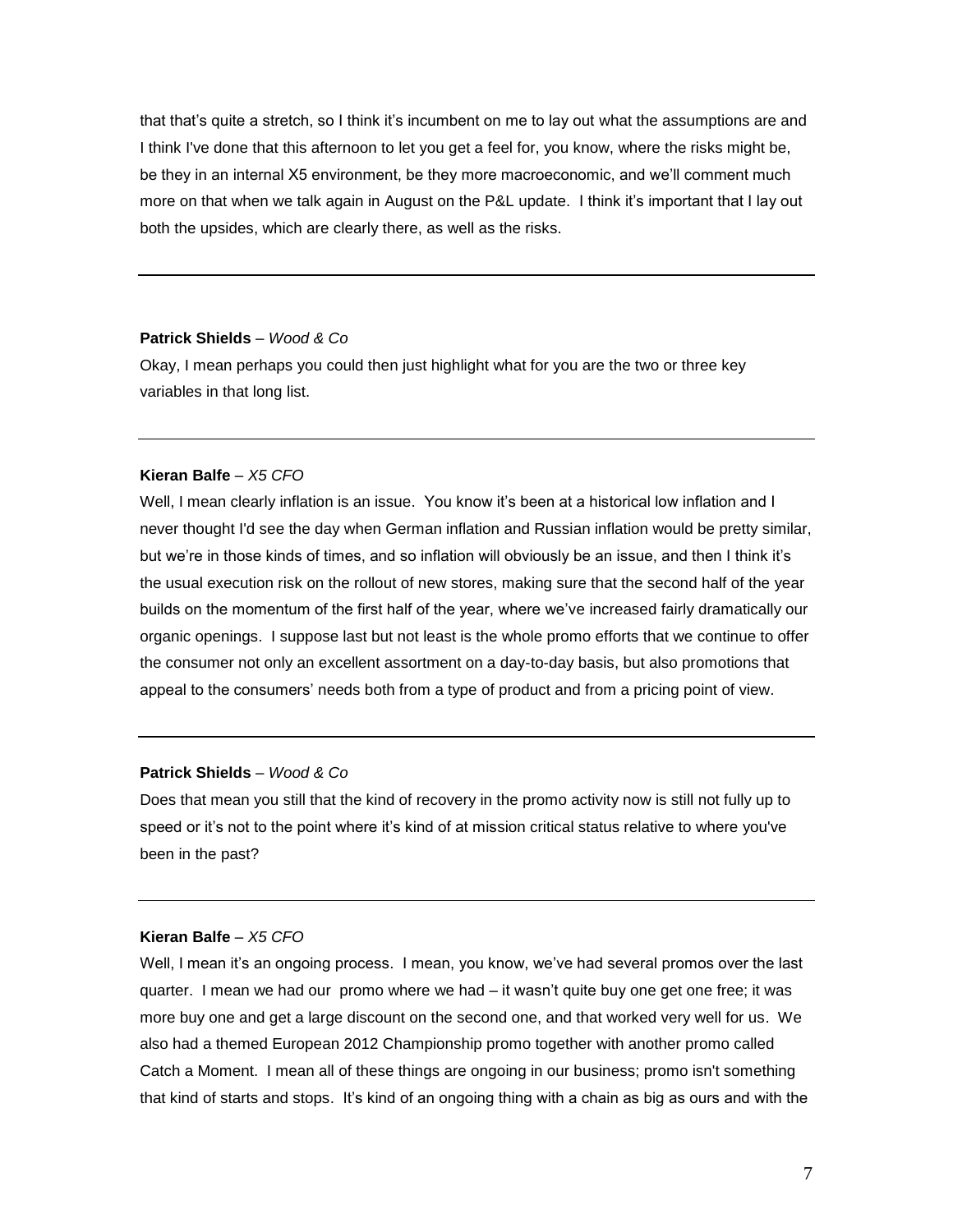that that's quite a stretch, so I think it's incumbent on me to lay out what the assumptions are and I think I've done that this afternoon to let you get a feel for, you know, where the risks might be, be they in an internal X5 environment, be they more macroeconomic, and we'll comment much more on that when we talk again in August on the P&L update. I think it's important that I lay out both the upsides, which are clearly there, as well as the risks.

---

**Patrick Shields** – *Wood & Co*

Okay, I mean perhaps you could then just highlight what for you are the two or three key variables in that long list.

---

**Kieran Balfe** – *X5 CFO*

Well, I mean clearly inflation is an issue. You know it's been at a historical low inflation and I never thought I'd see the day when German inflation and Russian inflation would be pretty similar, but we're in those kinds of times, and so inflation will obviously be an issue, and then I think it's the usual execution risk on the rollout of new stores, making sure that the second half of the year builds on the momentum of the first half of the year, where we've increased fairly dramatically our organic openings. I suppose last but not least is the whole promo efforts that we continue to offer the consumer not only an excellent assortment on a day-to-day basis, but also promotions that appeal to the consumers' needs both from a type of product and from a pricing point of view.

---

**Patrick Shields** – *Wood & Co*

Does that mean you still that the kind of recovery in the promo activity now is still not fully up to speed or it's not to the point where it's kind of at mission critical status relative to where you've been in the past?

---

**Kieran Balfe** – *X5 CFO*

Well, I mean it's an ongoing process. I mean, you know, we've had several promos over the last quarter. I mean we had our promo where we had – it wasn't quite buy one get one free; it was more buy one and get a large discount on the second one, and that worked very well for us. We also had a themed European 2012 Championship promo together with another promo called Catch a Moment. I mean all of these things are ongoing in our business; promo isn't something that kind of starts and stops. It's kind of an ongoing thing with a chain as big as ours and with the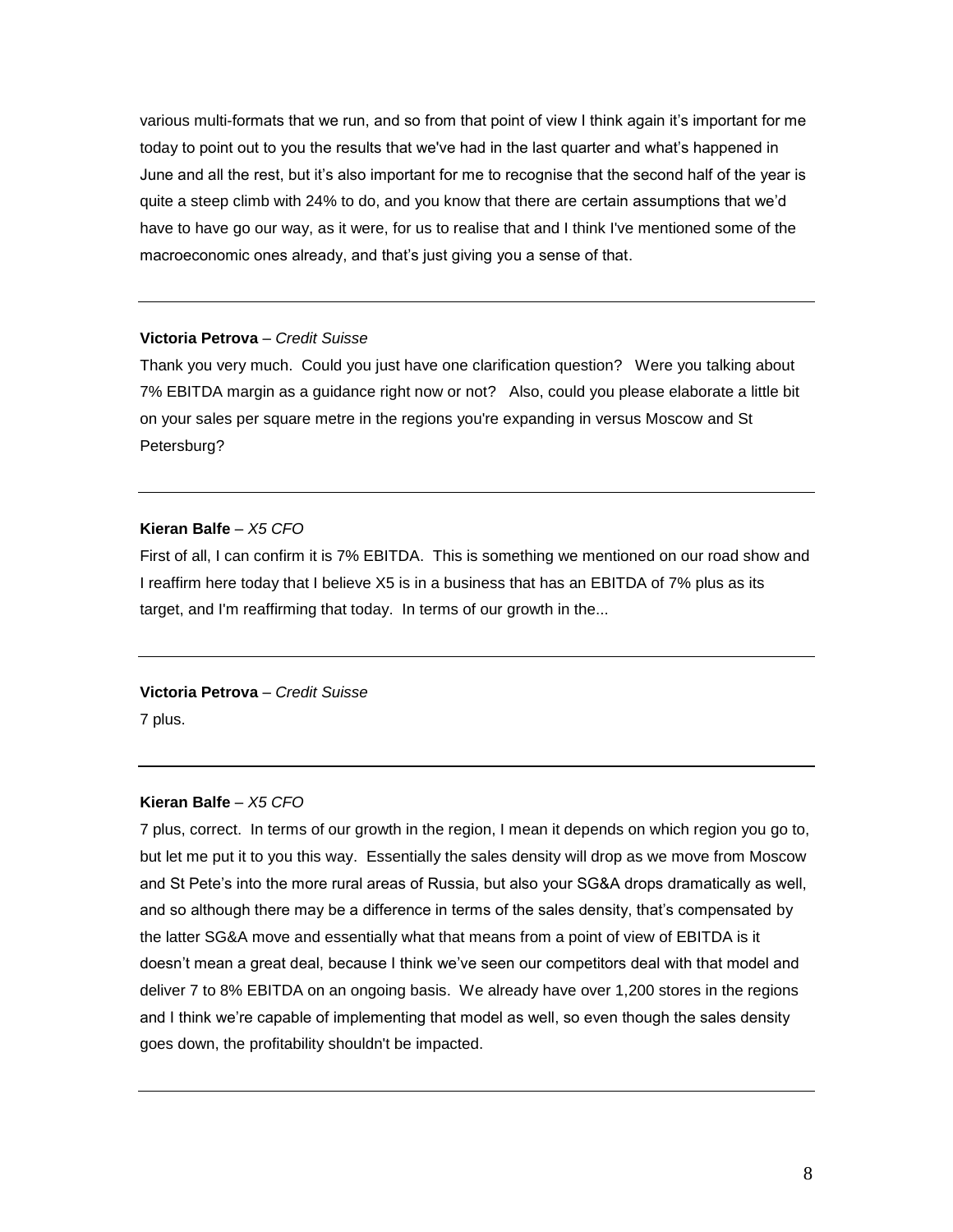various multi-formats that we run, and so from that point of view I think again it's important for me today to point out to you the results that we've had in the last quarter and what's happened in June and all the rest, but it's also important for me to recognise that the second half of the year is quite a steep climb with 24% to do, and you know that there are certain assumptions that we'd have to have go our way, as it were, for us to realise that and I think I've mentioned some of the macroeconomic ones already, and that's just giving you a sense of that.

---

**Victoria Petrova** – *Credit Suisse*

Thank you very much. Could you just have one clarification question? Were you talking about 7% EBITDA margin as a guidance right now or not? Also, could you please elaborate a little bit on your sales per square metre in the regions you're expanding in versus Moscow and St Petersburg?

---

**Kieran Balfe** – *X5 CFO*

First of all, I can confirm it is 7% EBITDA. This is something we mentioned on our road show and I reaffirm here today that I believe X5 is in a business that has an EBITDA of 7% plus as its target, and I'm reaffirming that today. In terms of our growth in the...

---

**Victoria Petrova** – *Credit Suisse*

7 plus.

---

**Kieran Balfe** – *X5 CFO*

7 plus, correct. In terms of our growth in the region, I mean it depends on which region you go to, but let me put it to you this way. Essentially the sales density will drop as we move from Moscow and St Pete's into the more rural areas of Russia, but also your SG&A drops dramatically as well, and so although there may be a difference in terms of the sales density, that's compensated by the latter SG&A move and essentially what that means from a point of view of EBITDA is it doesn't mean a great deal, because I think we've seen our competitors deal with that model and deliver 7 to 8% EBITDA on an ongoing basis. We already have over 1,200 stores in the regions and I think we're capable of implementing that model as well, so even though the sales density goes down, the profitability shouldn't be impacted.

---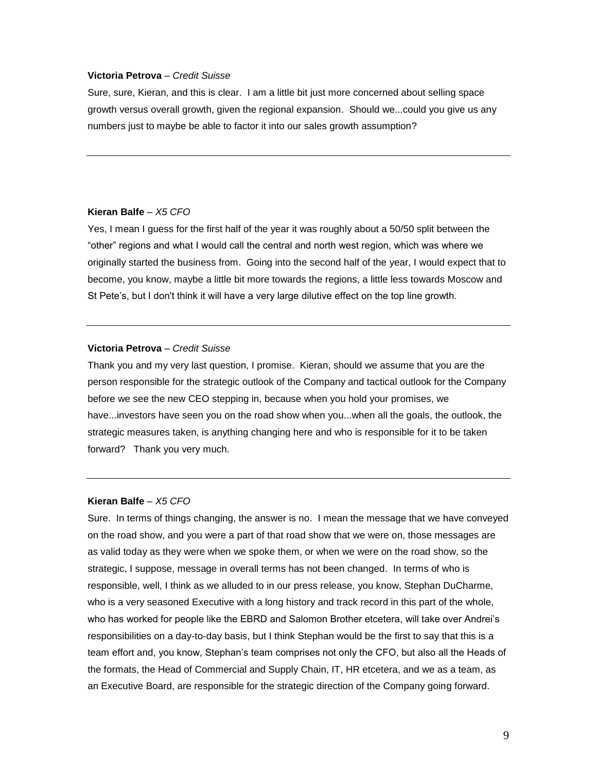**Victoria Petrova** – *Credit Suisse*

Sure, sure, Kieran, and this is clear. I am a little bit just more concerned about selling space growth versus overall growth, given the regional expansion. Should we...could you give us any numbers just to maybe be able to factor it into our sales growth assumption?

---

**Kieran Balfe** – *X5 CFO*

Yes, I mean I guess for the first half of the year it was roughly about a 50/50 split between the "other" regions and what I would call the central and north west region, which was where we originally started the business from. Going into the second half of the year, I would expect that to become, you know, maybe a little bit more towards the regions, a little less towards Moscow and St Pete's, but I don't think it will have a very large dilutive effect on the top line growth.

---

**Victoria Petrova** – *Credit Suisse*

Thank you and my very last question, I promise. Kieran, should we assume that you are the person responsible for the strategic outlook of the Company and tactical outlook for the Company before we see the new CEO stepping in, because when you hold your promises, we have...investors have seen you on the road show when you...when all the goals, the outlook, the strategic measures taken, is anything changing here and who is responsible for it to be taken forward? Thank you very much.

---

**Kieran Balfe** – *X5 CFO*

Sure. In terms of things changing, the answer is no. I mean the message that we have conveyed on the road show, and you were a part of that road show that we were on, those messages are as valid today as they were when we spoke them, or when we were on the road show, so the strategic, I suppose, message in overall terms has not been changed. In terms of who is responsible, well, I think as we alluded to in our press release, you know, Stephan DuCharme, who is a very seasoned Executive with a long history and track record in this part of the whole, who has worked for people like the EBRD and Salomon Brother etcetera, will take over Andrei's responsibilities on a day-to-day basis, but I think Stephan would be the first to say that this is a team effort and, you know, Stephan's team comprises not only the CFO, but also all the Heads of the formats, the Head of Commercial and Supply Chain, IT, HR etcetera, and we as a team, as an Executive Board, are responsible for the strategic direction of the Company going forward.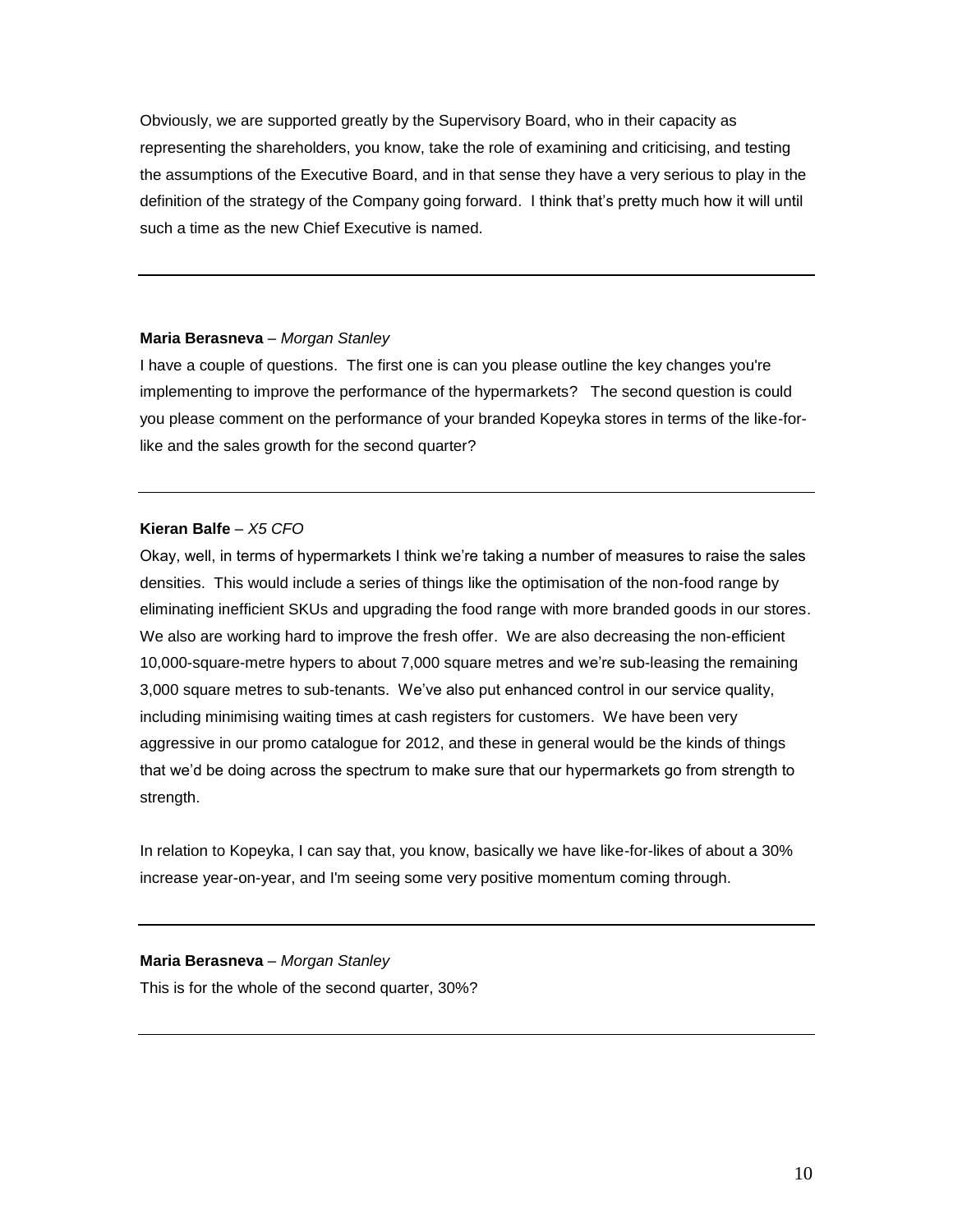Obviously, we are supported greatly by the Supervisory Board, who in their capacity as representing the shareholders, you know, take the role of examining and criticising, and testing the assumptions of the Executive Board, and in that sense they have a very serious to play in the definition of the strategy of the Company going forward. I think that's pretty much how it will until such a time as the new Chief Executive is named.

---

**Maria Berasneva** – *Morgan Stanley*

I have a couple of questions. The first one is can you please outline the key changes you're implementing to improve the performance of the hypermarkets? The second question is could you please comment on the performance of your branded Kopeyka stores in terms of the like-for-like and the sales growth for the second quarter?

---

**Kieran Balfe** – *X5 CFO*

Okay, well, in terms of hypermarkets I think we're taking a number of measures to raise the sales densities. This would include a series of things like the optimisation of the non-food range by eliminating inefficient SKUs and upgrading the food range with more branded goods in our stores. We also are working hard to improve the fresh offer. We are also decreasing the non-efficient 10,000-square-metre hypers to about 7,000 square metres and we're sub-leasing the remaining 3,000 square metres to sub-tenants. We've also put enhanced control in our service quality, including minimising waiting times at cash registers for customers. We have been very aggressive in our promo catalogue for 2012, and these in general would be the kinds of things that we'd be doing across the spectrum to make sure that our hypermarkets go from strength to strength.

In relation to Kopeyka, I can say that, you know, basically we have like-for-likes of about a 30% increase year-on-year, and I'm seeing some very positive momentum coming through.

---

**Maria Berasneva** – *Morgan Stanley*

This is for the whole of the second quarter, 30%?

---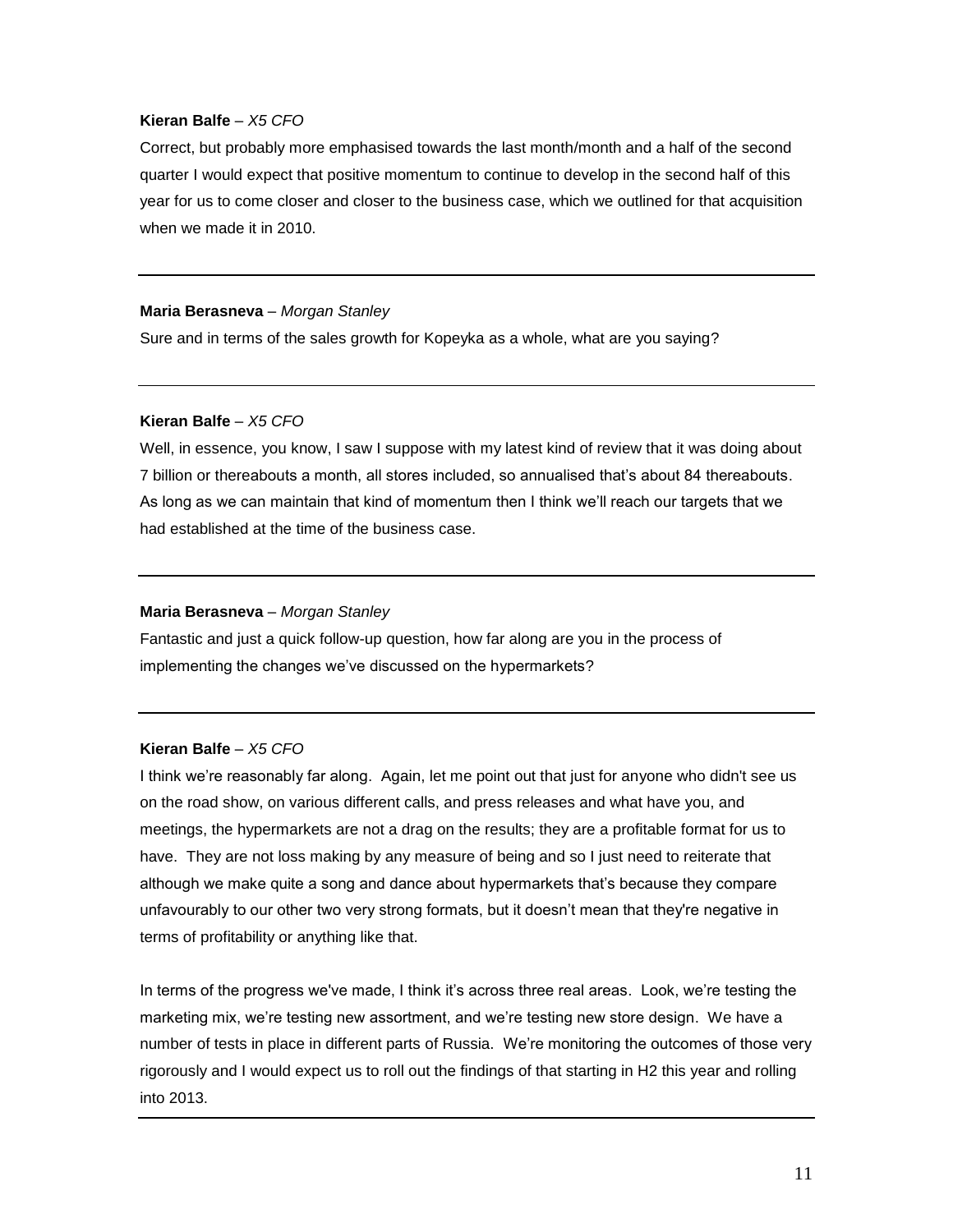**Kieran Balfe** – *X5 CFO*

Correct, but probably more emphasised towards the last month/month and a half of the second quarter I would expect that positive momentum to continue to develop in the second half of this year for us to come closer and closer to the business case, which we outlined for that acquisition when we made it in 2010.

---

**Maria Berasneva** – *Morgan Stanley*

Sure and in terms of the sales growth for Kopeyka as a whole, what are you saying?

---

**Kieran Balfe** – *X5 CFO*

Well, in essence, you know, I saw I suppose with my latest kind of review that it was doing about 7 billion or thereabouts a month, all stores included, so annualised that's about 84 thereabouts. As long as we can maintain that kind of momentum then I think we'll reach our targets that we had established at the time of the business case.

---

**Maria Berasneva** – *Morgan Stanley*

Fantastic and just a quick follow-up question, how far along are you in the process of implementing the changes we've discussed on the hypermarkets?

---

**Kieran Balfe** – *X5 CFO*

I think we're reasonably far along. Again, let me point out that just for anyone who didn't see us on the road show, on various different calls, and press releases and what have you, and meetings, the hypermarkets are not a drag on the results; they are a profitable format for us to have. They are not loss making by any measure of being and so I just need to reiterate that although we make quite a song and dance about hypermarkets that's because they compare unfavourably to our other two very strong formats, but it doesn't mean that they're negative in terms of profitability or anything like that.

In terms of the progress we've made, I think it's across three real areas. Look, we're testing the marketing mix, we're testing new assortment, and we're testing new store design. We have a number of tests in place in different parts of Russia. We're monitoring the outcomes of those very rigorously and I would expect us to roll out the findings of that starting in H2 this year and rolling into 2013.

---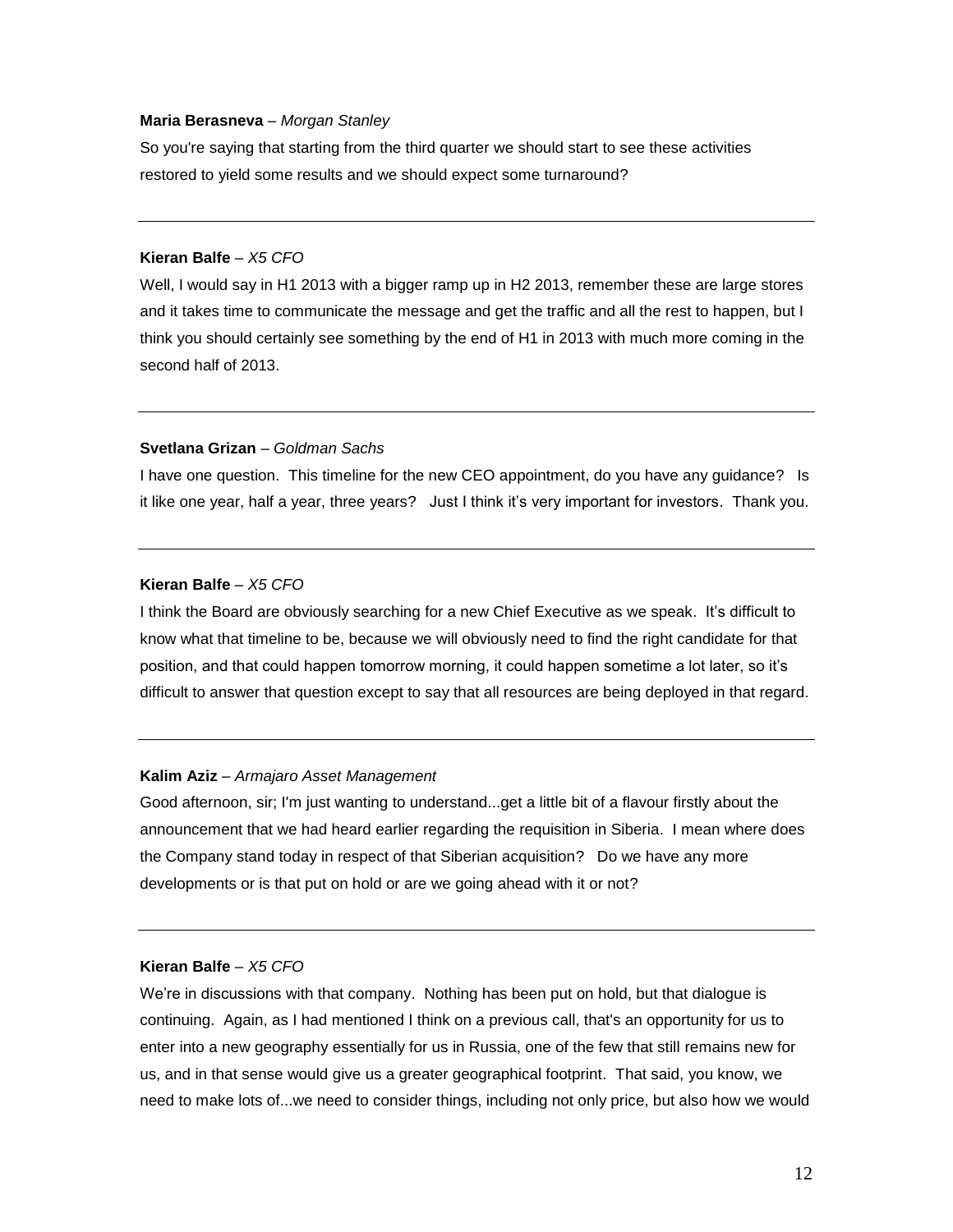**Maria Berasneva** – *Morgan Stanley*

So you're saying that starting from the third quarter we should start to see these activities restored to yield some results and we should expect some turnaround?

---

**Kieran Balfe** – *X5 CFO*

Well, I would say in H1 2013 with a bigger ramp up in H2 2013, remember these are large stores and it takes time to communicate the message and get the traffic and all the rest to happen, but I think you should certainly see something by the end of H1 in 2013 with much more coming in the second half of 2013.

---

**Svetlana Grizan** – *Goldman Sachs*

I have one question. This timeline for the new CEO appointment, do you have any guidance? Is it like one year, half a year, three years? Just I think it's very important for investors. Thank you.

---

**Kieran Balfe** – *X5 CFO*

I think the Board are obviously searching for a new Chief Executive as we speak. It's difficult to know what that timeline to be, because we will obviously need to find the right candidate for that position, and that could happen tomorrow morning, it could happen sometime a lot later, so it's difficult to answer that question except to say that all resources are being deployed in that regard.

---

**Kalim Aziz** – *Armajaro Asset Management*

Good afternoon, sir; I'm just wanting to understand...get a little bit of a flavour firstly about the announcement that we had heard earlier regarding the requisition in Siberia. I mean where does the Company stand today in respect of that Siberian acquisition? Do we have any more developments or is that put on hold or are we going ahead with it or not?

---

**Kieran Balfe** – *X5 CFO*

We're in discussions with that company. Nothing has been put on hold, but that dialogue is continuing. Again, as I had mentioned I think on a previous call, that's an opportunity for us to enter into a new geography essentially for us in Russia, one of the few that still remains new for us, and in that sense would give us a greater geographical footprint. That said, you know, we need to make lots of...we need to consider things, including not only price, but also how we would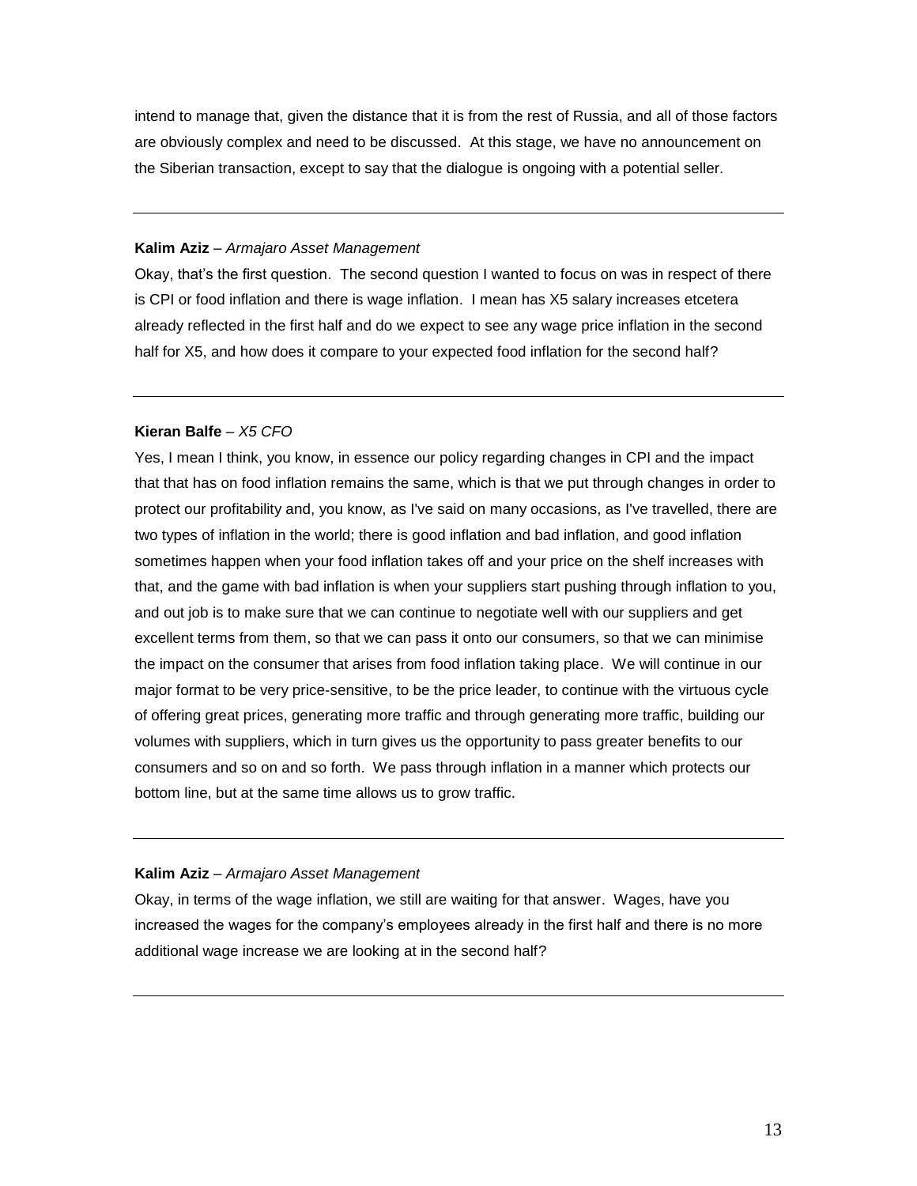intend to manage that, given the distance that it is from the rest of Russia, and all of those factors are obviously complex and need to be discussed. At this stage, we have no announcement on the Siberian transaction, except to say that the dialogue is ongoing with a potential seller.

---

**Kalim Aziz** – *Armajaro Asset Management*

Okay, that's the first question. The second question I wanted to focus on was in respect of there is CPI or food inflation and there is wage inflation. I mean has X5 salary increases etcetera already reflected in the first half and do we expect to see any wage price inflation in the second half for X5, and how does it compare to your expected food inflation for the second half?

---

**Kieran Balfe** – *X5 CFO*

Yes, I mean I think, you know, in essence our policy regarding changes in CPI and the impact that that has on food inflation remains the same, which is that we put through changes in order to protect our profitability and, you know, as I've said on many occasions, as I've travelled, there are two types of inflation in the world; there is good inflation and bad inflation, and good inflation sometimes happen when your food inflation takes off and your price on the shelf increases with that, and the game with bad inflation is when your suppliers start pushing through inflation to you, and out job is to make sure that we can continue to negotiate well with our suppliers and get excellent terms from them, so that we can pass it onto our consumers, so that we can minimise the impact on the consumer that arises from food inflation taking place. We will continue in our major format to be very price-sensitive, to be the price leader, to continue with the virtuous cycle of offering great prices, generating more traffic and through generating more traffic, building our volumes with suppliers, which in turn gives us the opportunity to pass greater benefits to our consumers and so on and so forth. We pass through inflation in a manner which protects our bottom line, but at the same time allows us to grow traffic.

---

**Kalim Aziz** – *Armajaro Asset Management*

Okay, in terms of the wage inflation, we still are waiting for that answer. Wages, have you increased the wages for the company's employees already in the first half and there is no more additional wage increase we are looking at in the second half?

---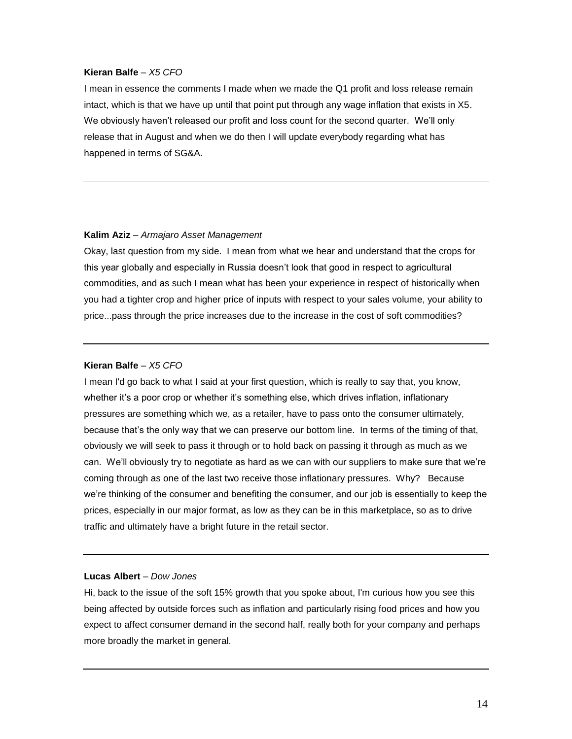**Kieran Balfe** – *X5 CFO*

I mean in essence the comments I made when we made the Q1 profit and loss release remain intact, which is that we have up until that point put through any wage inflation that exists in X5. We obviously haven't released our profit and loss count for the second quarter. We'll only release that in August and when we do then I will update everybody regarding what has happened in terms of SG&A.

---

**Kalim Aziz** – *Armajaro Asset Management*

Okay, last question from my side. I mean from what we hear and understand that the crops for this year globally and especially in Russia doesn't look that good in respect to agricultural commodities, and as such I mean what has been your experience in respect of historically when you had a tighter crop and higher price of inputs with respect to your sales volume, your ability to price...pass through the price increases due to the increase in the cost of soft commodities?

---

**Kieran Balfe** – *X5 CFO*

I mean I'd go back to what I said at your first question, which is really to say that, you know, whether it's a poor crop or whether it's something else, which drives inflation, inflationary pressures are something which we, as a retailer, have to pass onto the consumer ultimately, because that's the only way that we can preserve our bottom line. In terms of the timing of that, obviously we will seek to pass it through or to hold back on passing it through as much as we can. We'll obviously try to negotiate as hard as we can with our suppliers to make sure that we're coming through as one of the last two receive those inflationary pressures. Why? Because we're thinking of the consumer and benefiting the consumer, and our job is essentially to keep the prices, especially in our major format, as low as they can be in this marketplace, so as to drive traffic and ultimately have a bright future in the retail sector.

---

**Lucas Albert** – *Dow Jones*

Hi, back to the issue of the soft 15% growth that you spoke about, I'm curious how you see this being affected by outside forces such as inflation and particularly rising food prices and how you expect to affect consumer demand in the second half, really both for your company and perhaps more broadly the market in general.

---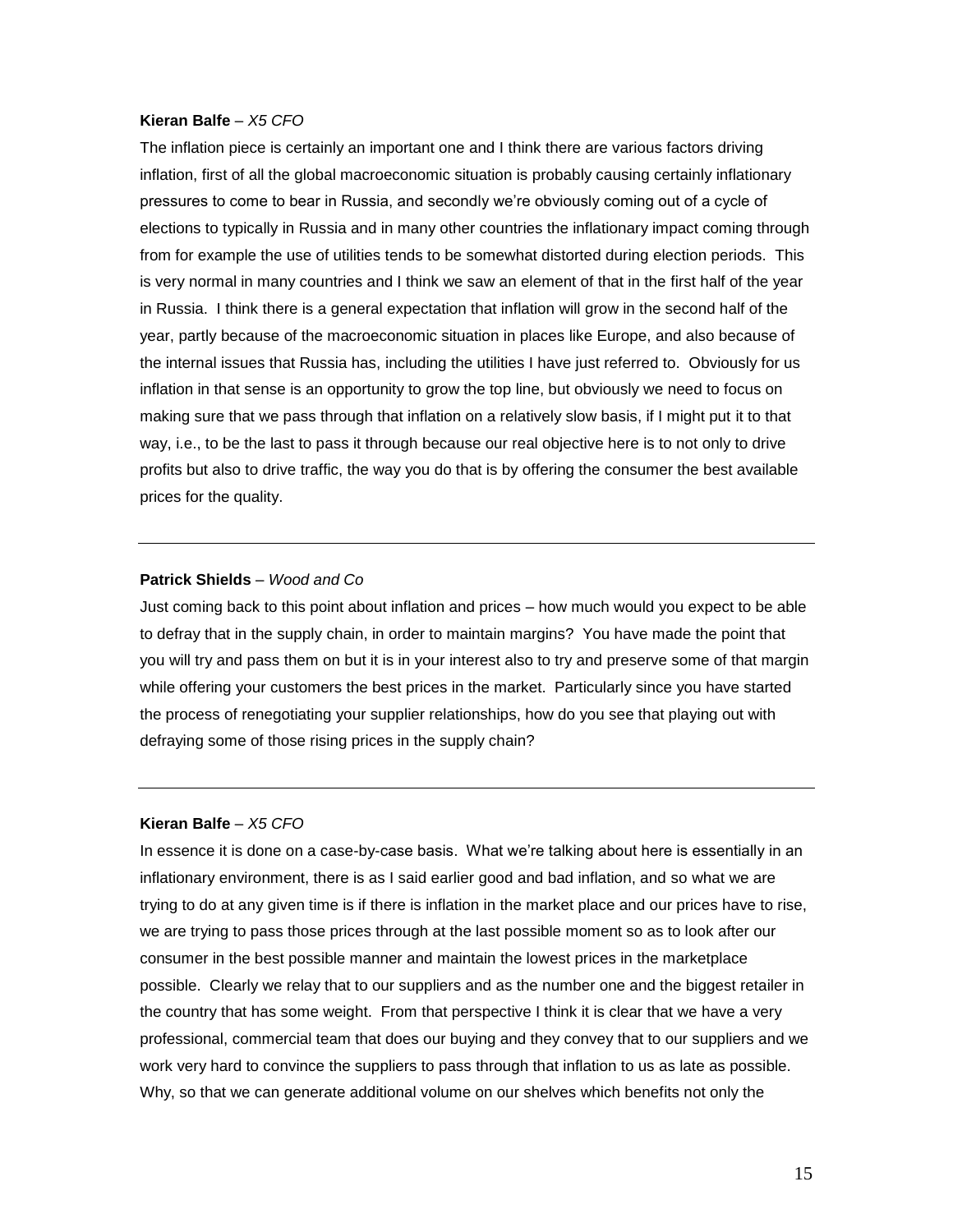**Kieran Balfe** – *X5 CFO*

The inflation piece is certainly an important one and I think there are various factors driving inflation, first of all the global macroeconomic situation is probably causing certainly inflationary pressures to come to bear in Russia, and secondly we're obviously coming out of a cycle of elections to typically in Russia and in many other countries the inflationary impact coming through from for example the use of utilities tends to be somewhat distorted during election periods. This is very normal in many countries and I think we saw an element of that in the first half of the year in Russia. I think there is a general expectation that inflation will grow in the second half of the year, partly because of the macroeconomic situation in places like Europe, and also because of the internal issues that Russia has, including the utilities I have just referred to. Obviously for us inflation in that sense is an opportunity to grow the top line, but obviously we need to focus on making sure that we pass through that inflation on a relatively slow basis, if I might put it to that way, i.e., to be the last to pass it through because our real objective here is to not only to drive profits but also to drive traffic, the way you do that is by offering the consumer the best available prices for the quality.

---

**Patrick Shields** – *Wood and Co*

Just coming back to this point about inflation and prices – how much would you expect to be able to defray that in the supply chain, in order to maintain margins? You have made the point that you will try and pass them on but it is in your interest also to try and preserve some of that margin while offering your customers the best prices in the market. Particularly since you have started the process of renegotiating your supplier relationships, how do you see that playing out with defraying some of those rising prices in the supply chain?

---

**Kieran Balfe** – *X5 CFO*

In essence it is done on a case-by-case basis. What we're talking about here is essentially in an inflationary environment, there is as I said earlier good and bad inflation, and so what we are trying to do at any given time is if there is inflation in the market place and our prices have to rise, we are trying to pass those prices through at the last possible moment so as to look after our consumer in the best possible manner and maintain the lowest prices in the marketplace possible. Clearly we relay that to our suppliers and as the number one and the biggest retailer in the country that has some weight. From that perspective I think it is clear that we have a very professional, commercial team that does our buying and they convey that to our suppliers and we work very hard to convince the suppliers to pass through that inflation to us as late as possible. Why, so that we can generate additional volume on our shelves which benefits not only the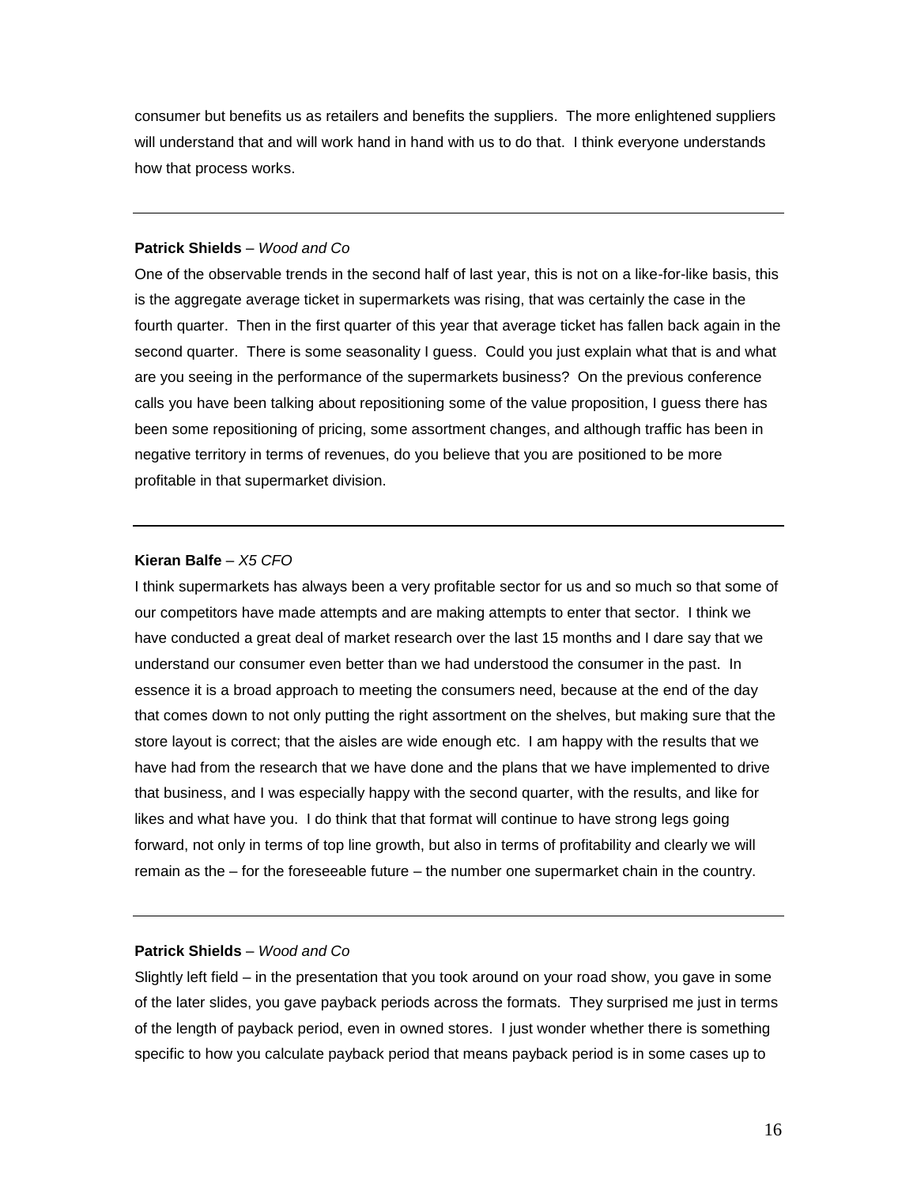consumer but benefits us as retailers and benefits the suppliers. The more enlightened suppliers will understand that and will work hand in hand with us to do that. I think everyone understands how that process works.

---

**Patrick Shields** – *Wood and Co*

One of the observable trends in the second half of last year, this is not on a like-for-like basis, this is the aggregate average ticket in supermarkets was rising, that was certainly the case in the fourth quarter. Then in the first quarter of this year that average ticket has fallen back again in the second quarter. There is some seasonality I guess. Could you just explain what that is and what are you seeing in the performance of the supermarkets business? On the previous conference calls you have been talking about repositioning some of the value proposition, I guess there has been some repositioning of pricing, some assortment changes, and although traffic has been in negative territory in terms of revenues, do you believe that you are positioned to be more profitable in that supermarket division.

---

**Kieran Balfe** – *X5 CFO*

I think supermarkets has always been a very profitable sector for us and so much so that some of our competitors have made attempts and are making attempts to enter that sector. I think we have conducted a great deal of market research over the last 15 months and I dare say that we understand our consumer even better than we had understood the consumer in the past. In essence it is a broad approach to meeting the consumers need, because at the end of the day that comes down to not only putting the right assortment on the shelves, but making sure that the store layout is correct; that the aisles are wide enough etc. I am happy with the results that we have had from the research that we have done and the plans that we have implemented to drive that business, and I was especially happy with the second quarter, with the results, and like for likes and what have you. I do think that that format will continue to have strong legs going forward, not only in terms of top line growth, but also in terms of profitability and clearly we will remain as the – for the foreseeable future – the number one supermarket chain in the country.

---

**Patrick Shields** – *Wood and Co*

Slightly left field – in the presentation that you took around on your road show, you gave in some of the later slides, you gave payback periods across the formats. They surprised me just in terms of the length of payback period, even in owned stores. I just wonder whether there is something specific to how you calculate payback period that means payback period is in some cases up to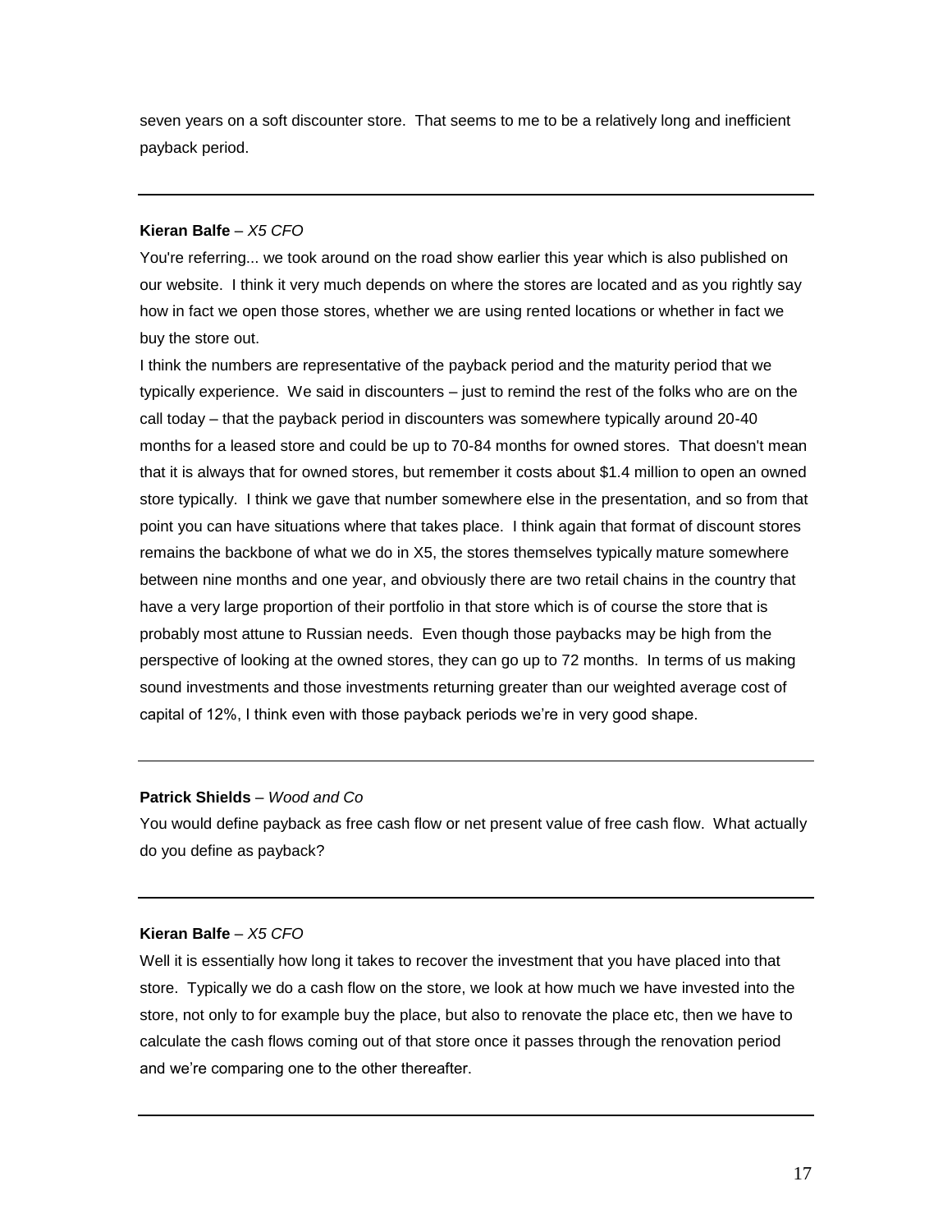seven years on a soft discounter store. That seems to me to be a relatively long and inefficient payback period.

---

**Kieran Balfe** – *X5 CFO*

You're referring... we took around on the road show earlier this year which is also published on our website. I think it very much depends on where the stores are located and as you rightly say how in fact we open those stores, whether we are using rented locations or whether in fact we buy the store out.

I think the numbers are representative of the payback period and the maturity period that we typically experience. We said in discounters – just to remind the rest of the folks who are on the call today – that the payback period in discounters was somewhere typically around 20-40 months for a leased store and could be up to 70-84 months for owned stores. That doesn't mean that it is always that for owned stores, but remember it costs about $1.4 million to open an owned store typically. I think we gave that number somewhere else in the presentation, and so from that point you can have situations where that takes place. I think again that format of discount stores remains the backbone of what we do in X5, the stores themselves typically mature somewhere between nine months and one year, and obviously there are two retail chains in the country that have a very large proportion of their portfolio in that store which is of course the store that is probably most attune to Russian needs. Even though those paybacks may be high from the perspective of looking at the owned stores, they can go up to 72 months. In terms of us making sound investments and those investments returning greater than our weighted average cost of capital of 12%, I think even with those payback periods we're in very good shape.

---

**Patrick Shields** – *Wood and Co*

You would define payback as free cash flow or net present value of free cash flow. What actually do you define as payback?

---

**Kieran Balfe** – *X5 CFO*

Well it is essentially how long it takes to recover the investment that you have placed into that store. Typically we do a cash flow on the store, we look at how much we have invested into the store, not only to for example buy the place, but also to renovate the place etc, then we have to calculate the cash flows coming out of that store once it passes through the renovation period and we're comparing one to the other thereafter.

---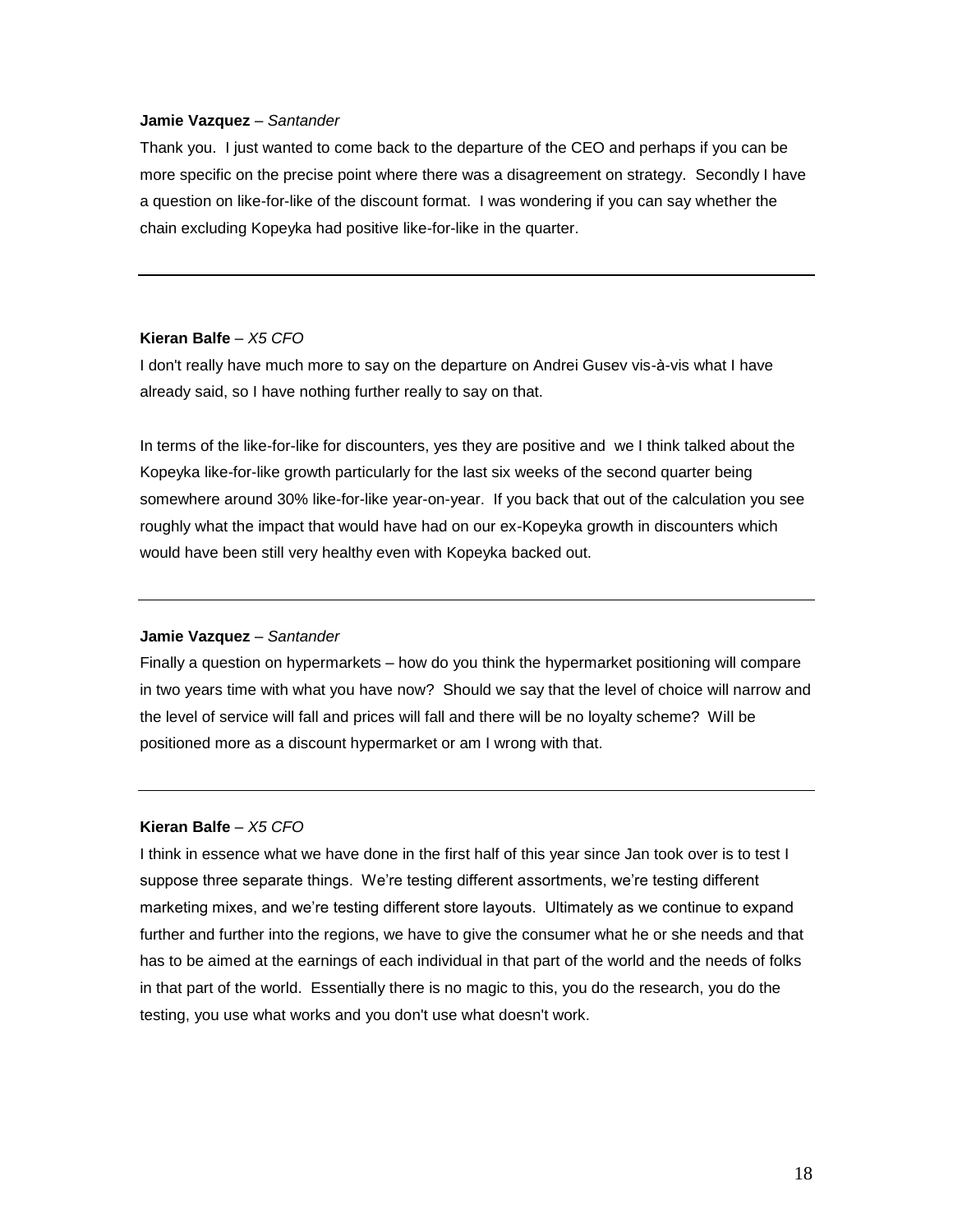**Jamie Vazquez** – *Santander*

Thank you. I just wanted to come back to the departure of the CEO and perhaps if you can be more specific on the precise point where there was a disagreement on strategy. Secondly I have a question on like-for-like of the discount format. I was wondering if you can say whether the chain excluding Kopeyka had positive like-for-like in the quarter.

---

**Kieran Balfe** – *X5 CFO*

I don't really have much more to say on the departure on Andrei Gusev vis-à-vis what I have already said, so I have nothing further really to say on that.

In terms of the like-for-like for discounters, yes they are positive and we I think talked about the Kopeyka like-for-like growth particularly for the last six weeks of the second quarter being somewhere around 30% like-for-like year-on-year. If you back that out of the calculation you see roughly what the impact that would have had on our ex-Kopeyka growth in discounters which would have been still very healthy even with Kopeyka backed out.

---

**Jamie Vazquez** – *Santander*

Finally a question on hypermarkets – how do you think the hypermarket positioning will compare in two years time with what you have now? Should we say that the level of choice will narrow and the level of service will fall and prices will fall and there will be no loyalty scheme? Will be positioned more as a discount hypermarket or am I wrong with that.

---

**Kieran Balfe** – *X5 CFO*

I think in essence what we have done in the first half of this year since Jan took over is to test I suppose three separate things. We're testing different assortments, we're testing different marketing mixes, and we're testing different store layouts. Ultimately as we continue to expand further and further into the regions, we have to give the consumer what he or she needs and that has to be aimed at the earnings of each individual in that part of the world and the needs of folks in that part of the world. Essentially there is no magic to this, you do the research, you do the testing, you use what works and you don't use what doesn't work.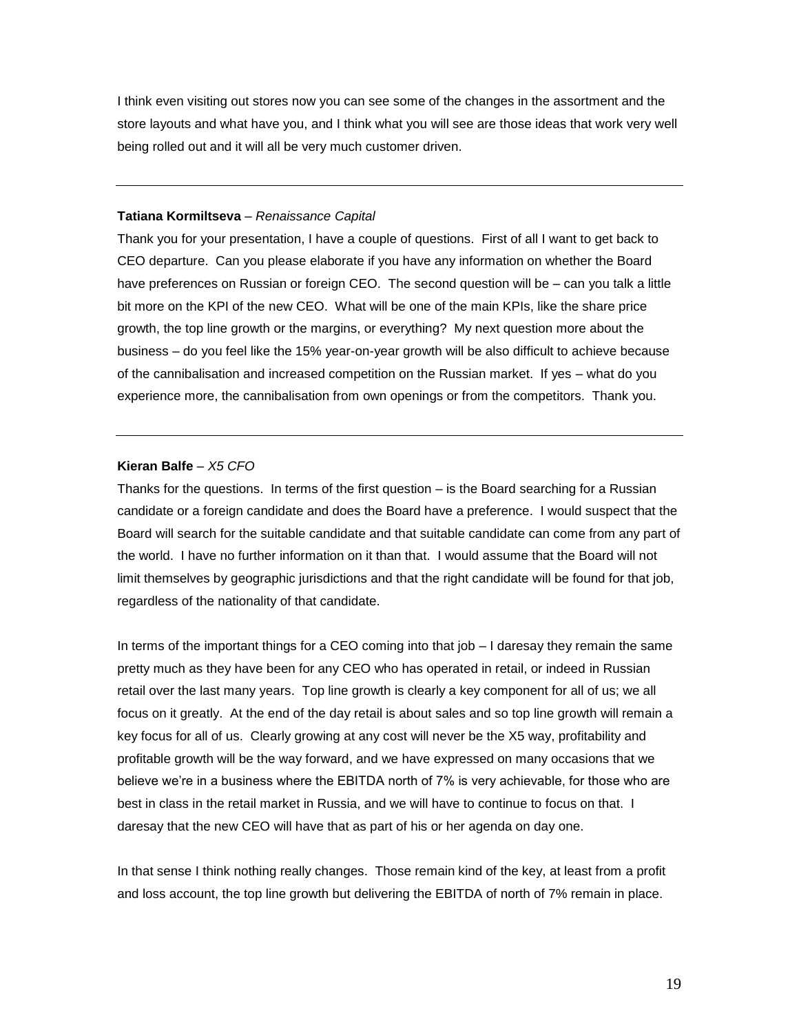I think even visiting out stores now you can see some of the changes in the assortment and the store layouts and what have you, and I think what you will see are those ideas that work very well being rolled out and it will all be very much customer driven.

---

**Tatiana Kormiltseva** – *Renaissance Capital*

Thank you for your presentation, I have a couple of questions. First of all I want to get back to CEO departure. Can you please elaborate if you have any information on whether the Board have preferences on Russian or foreign CEO. The second question will be – can you talk a little bit more on the KPI of the new CEO. What will be one of the main KPIs, like the share price growth, the top line growth or the margins, or everything? My next question more about the business – do you feel like the 15% year-on-year growth will be also difficult to achieve because of the cannibalisation and increased competition on the Russian market. If yes – what do you experience more, the cannibalisation from own openings or from the competitors. Thank you.

---

**Kieran Balfe** – *X5 CFO*

Thanks for the questions. In terms of the first question – is the Board searching for a Russian candidate or a foreign candidate and does the Board have a preference. I would suspect that the Board will search for the suitable candidate and that suitable candidate can come from any part of the world. I have no further information on it than that. I would assume that the Board will not limit themselves by geographic jurisdictions and that the right candidate will be found for that job, regardless of the nationality of that candidate.

In terms of the important things for a CEO coming into that job – I daresay they remain the same pretty much as they have been for any CEO who has operated in retail, or indeed in Russian retail over the last many years. Top line growth is clearly a key component for all of us; we all focus on it greatly. At the end of the day retail is about sales and so top line growth will remain a key focus for all of us. Clearly growing at any cost will never be the X5 way, profitability and profitable growth will be the way forward, and we have expressed on many occasions that we believe we're in a business where the EBITDA north of 7% is very achievable, for those who are best in class in the retail market in Russia, and we will have to continue to focus on that. I daresay that the new CEO will have that as part of his or her agenda on day one.

In that sense I think nothing really changes. Those remain kind of the key, at least from a profit and loss account, the top line growth but delivering the EBITDA of north of 7% remain in place.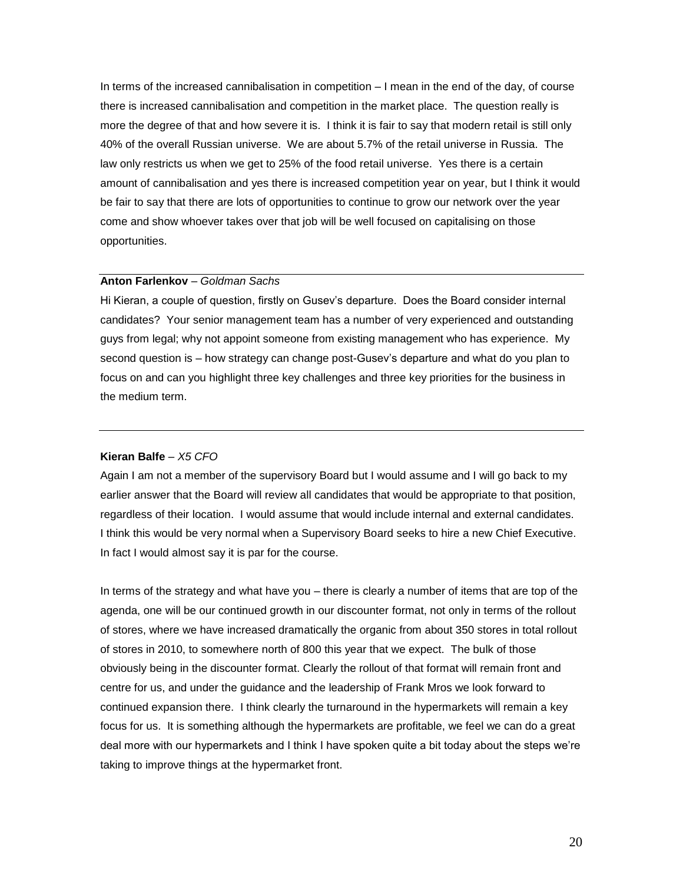In terms of the increased cannibalisation in competition – I mean in the end of the day, of course there is increased cannibalisation and competition in the market place. The question really is more the degree of that and how severe it is. I think it is fair to say that modern retail is still only 40% of the overall Russian universe. We are about 5.7% of the retail universe in Russia. The law only restricts us when we get to 25% of the food retail universe. Yes there is a certain amount of cannibalisation and yes there is increased competition year on year, but I think it would be fair to say that there are lots of opportunities to continue to grow our network over the year come and show whoever takes over that job will be well focused on capitalising on those opportunities.

---

**Anton Farlenkov** – *Goldman Sachs*

Hi Kieran, a couple of question, firstly on Gusev's departure. Does the Board consider internal candidates? Your senior management team has a number of very experienced and outstanding guys from legal; why not appoint someone from existing management who has experience. My second question is – how strategy can change post-Gusev's departure and what do you plan to focus on and can you highlight three key challenges and three key priorities for the business in the medium term.

---

**Kieran Balfe** – *X5 CFO*

Again I am not a member of the supervisory Board but I would assume and I will go back to my earlier answer that the Board will review all candidates that would be appropriate to that position, regardless of their location. I would assume that would include internal and external candidates. I think this would be very normal when a Supervisory Board seeks to hire a new Chief Executive. In fact I would almost say it is par for the course.

In terms of the strategy and what have you – there is clearly a number of items that are top of the agenda, one will be our continued growth in our discounter format, not only in terms of the rollout of stores, where we have increased dramatically the organic from about 350 stores in total rollout of stores in 2010, to somewhere north of 800 this year that we expect. The bulk of those obviously being in the discounter format. Clearly the rollout of that format will remain front and centre for us, and under the guidance and the leadership of Frank Mros we look forward to continued expansion there. I think clearly the turnaround in the hypermarkets will remain a key focus for us. It is something although the hypermarkets are profitable, we feel we can do a great deal more with our hypermarkets and I think I have spoken quite a bit today about the steps we're taking to improve things at the hypermarket front.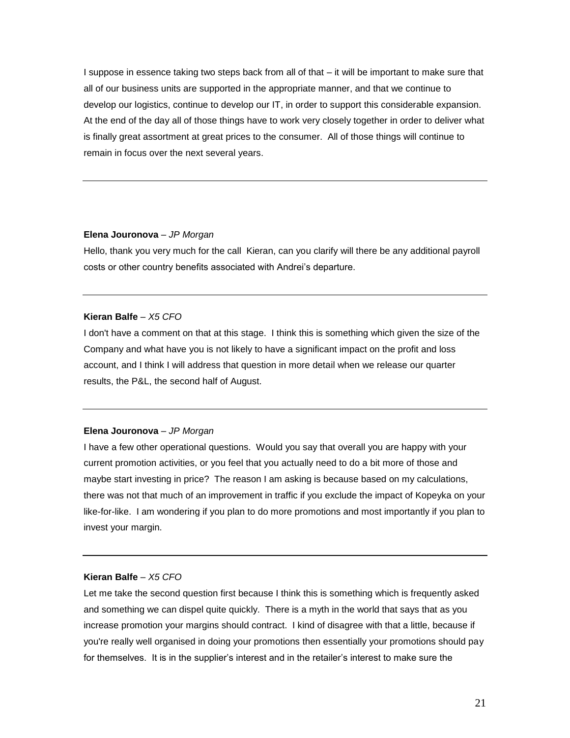I suppose in essence taking two steps back from all of that – it will be important to make sure that all of our business units are supported in the appropriate manner, and that we continue to develop our logistics, continue to develop our IT, in order to support this considerable expansion. At the end of the day all of those things have to work very closely together in order to deliver what is finally great assortment at great prices to the consumer. All of those things will continue to remain in focus over the next several years.

---

**Elena Jouronova** – *JP Morgan*

Hello, thank you very much for the call Kieran, can you clarify will there be any additional payroll costs or other country benefits associated with Andrei's departure.

---

**Kieran Balfe** – *X5 CFO*

I don't have a comment on that at this stage. I think this is something which given the size of the Company and what have you is not likely to have a significant impact on the profit and loss account, and I think I will address that question in more detail when we release our quarter results, the P&L, the second half of August.

---

**Elena Jouronova** – *JP Morgan*

I have a few other operational questions. Would you say that overall you are happy with your current promotion activities, or you feel that you actually need to do a bit more of those and maybe start investing in price? The reason I am asking is because based on my calculations, there was not that much of an improvement in traffic if you exclude the impact of Kopeyka on your like-for-like. I am wondering if you plan to do more promotions and most importantly if you plan to invest your margin.

---

**Kieran Balfe** – *X5 CFO*

Let me take the second question first because I think this is something which is frequently asked and something we can dispel quite quickly. There is a myth in the world that says that as you increase promotion your margins should contract. I kind of disagree with that a little, because if you're really well organised in doing your promotions then essentially your promotions should pay for themselves. It is in the supplier's interest and in the retailer's interest to make sure the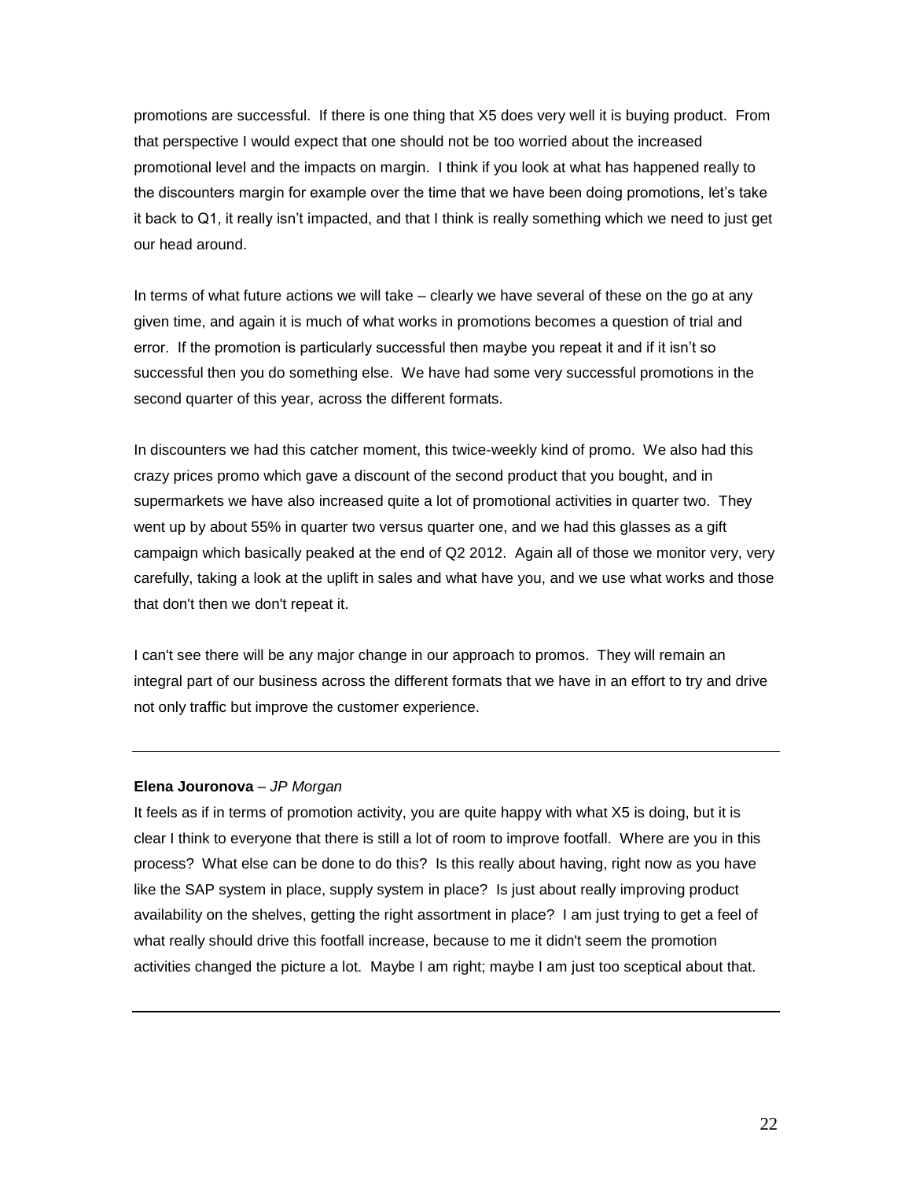promotions are successful. If there is one thing that X5 does very well it is buying product. From that perspective I would expect that one should not be too worried about the increased promotional level and the impacts on margin. I think if you look at what has happened really to the discounters margin for example over the time that we have been doing promotions, let's take it back to Q1, it really isn't impacted, and that I think is really something which we need to just get our head around.

In terms of what future actions we will take – clearly we have several of these on the go at any given time, and again it is much of what works in promotions becomes a question of trial and error. If the promotion is particularly successful then maybe you repeat it and if it isn't so successful then you do something else. We have had some very successful promotions in the second quarter of this year, across the different formats.

In discounters we had this catcher moment, this twice-weekly kind of promo. We also had this crazy prices promo which gave a discount of the second product that you bought, and in supermarkets we have also increased quite a lot of promotional activities in quarter two. They went up by about 55% in quarter two versus quarter one, and we had this glasses as a gift campaign which basically peaked at the end of Q2 2012. Again all of those we monitor very, very carefully, taking a look at the uplift in sales and what have you, and we use what works and those that don't then we don't repeat it.

I can't see there will be any major change in our approach to promos. They will remain an integral part of our business across the different formats that we have in an effort to try and drive not only traffic but improve the customer experience.

---

**Elena Jouronova** – *JP Morgan*

It feels as if in terms of promotion activity, you are quite happy with what X5 is doing, but it is clear I think to everyone that there is still a lot of room to improve footfall. Where are you in this process? What else can be done to do this? Is this really about having, right now as you have like the SAP system in place, supply system in place? Is just about really improving product availability on the shelves, getting the right assortment in place? I am just trying to get a feel of what really should drive this footfall increase, because to me it didn't seem the promotion activities changed the picture a lot. Maybe I am right; maybe I am just too sceptical about that.

---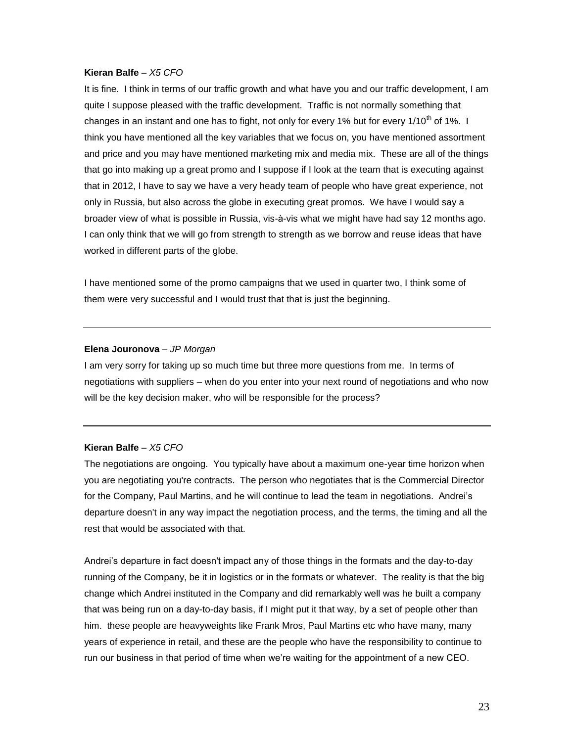**Kieran Balfe** – *X5 CFO*

It is fine. I think in terms of our traffic growth and what have you and our traffic development, I am quite I suppose pleased with the traffic development. Traffic is not normally something that changes in an instant and one has to fight, not only for every 1% but for every 1/10th of 1%. I think you have mentioned all the key variables that we focus on, you have mentioned assortment and price and you may have mentioned marketing mix and media mix. These are all of the things that go into making up a great promo and I suppose if I look at the team that is executing against that in 2012, I have to say we have a very heady team of people who have great experience, not only in Russia, but also across the globe in executing great promos. We have I would say a broader view of what is possible in Russia, vis-à-vis what we might have had say 12 months ago. I can only think that we will go from strength to strength as we borrow and reuse ideas that have worked in different parts of the globe.

I have mentioned some of the promo campaigns that we used in quarter two, I think some of them were very successful and I would trust that that is just the beginning.

---

**Elena Jouronova** – *JP Morgan*

I am very sorry for taking up so much time but three more questions from me. In terms of negotiations with suppliers – when do you enter into your next round of negotiations and who now will be the key decision maker, who will be responsible for the process?

---

**Kieran Balfe** – *X5 CFO*

The negotiations are ongoing. You typically have about a maximum one-year time horizon when you are negotiating you're contracts. The person who negotiates that is the Commercial Director for the Company, Paul Martins, and he will continue to lead the team in negotiations. Andrei's departure doesn't in any way impact the negotiation process, and the terms, the timing and all the rest that would be associated with that.

Andrei's departure in fact doesn't impact any of those things in the formats and the day-to-day running of the Company, be it in logistics or in the formats or whatever. The reality is that the big change which Andrei instituted in the Company and did remarkably well was he built a company that was being run on a day-to-day basis, if I might put it that way, by a set of people other than him. these people are heavyweights like Frank Mros, Paul Martins etc who have many, many years of experience in retail, and these are the people who have the responsibility to continue to run our business in that period of time when we're waiting for the appointment of a new CEO.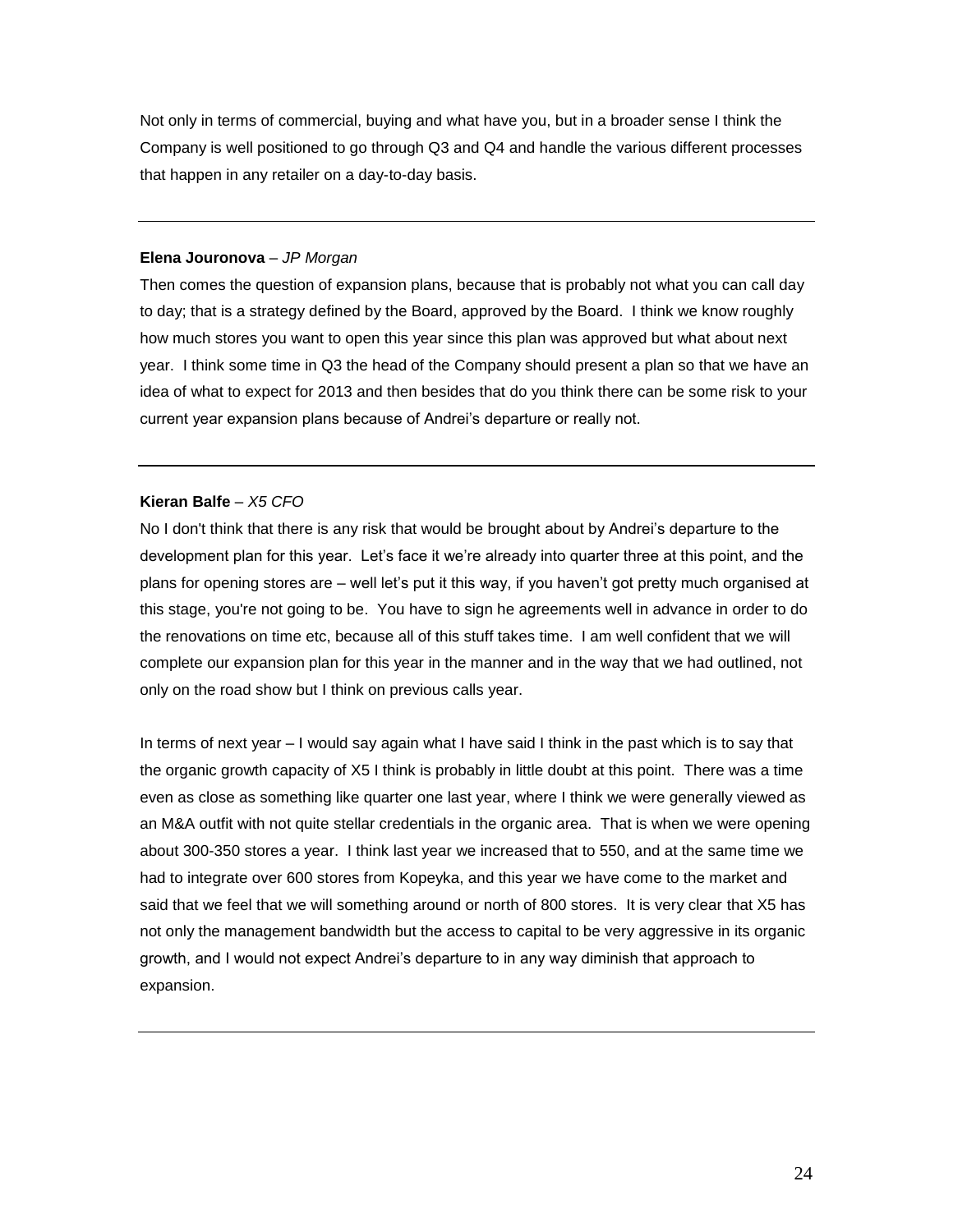Not only in terms of commercial, buying and what have you, but in a broader sense I think the Company is well positioned to go through Q3 and Q4 and handle the various different processes that happen in any retailer on a day-to-day basis.

---

**Elena Jouronova** – *JP Morgan*

Then comes the question of expansion plans, because that is probably not what you can call day to day; that is a strategy defined by the Board, approved by the Board. I think we know roughly how much stores you want to open this year since this plan was approved but what about next year. I think some time in Q3 the head of the Company should present a plan so that we have an idea of what to expect for 2013 and then besides that do you think there can be some risk to your current year expansion plans because of Andrei's departure or really not.

---

**Kieran Balfe** – *X5 CFO*

No I don't think that there is any risk that would be brought about by Andrei's departure to the development plan for this year. Let's face it we're already into quarter three at this point, and the plans for opening stores are – well let's put it this way, if you haven't got pretty much organised at this stage, you're not going to be. You have to sign he agreements well in advance in order to do the renovations on time etc, because all of this stuff takes time. I am well confident that we will complete our expansion plan for this year in the manner and in the way that we had outlined, not only on the road show but I think on previous calls year.

In terms of next year – I would say again what I have said I think in the past which is to say that the organic growth capacity of X5 I think is probably in little doubt at this point. There was a time even as close as something like quarter one last year, where I think we were generally viewed as an M&A outfit with not quite stellar credentials in the organic area. That is when we were opening about 300-350 stores a year. I think last year we increased that to 550, and at the same time we had to integrate over 600 stores from Kopeyka, and this year we have come to the market and said that we feel that we will something around or north of 800 stores. It is very clear that X5 has not only the management bandwidth but the access to capital to be very aggressive in its organic growth, and I would not expect Andrei's departure to in any way diminish that approach to expansion.

---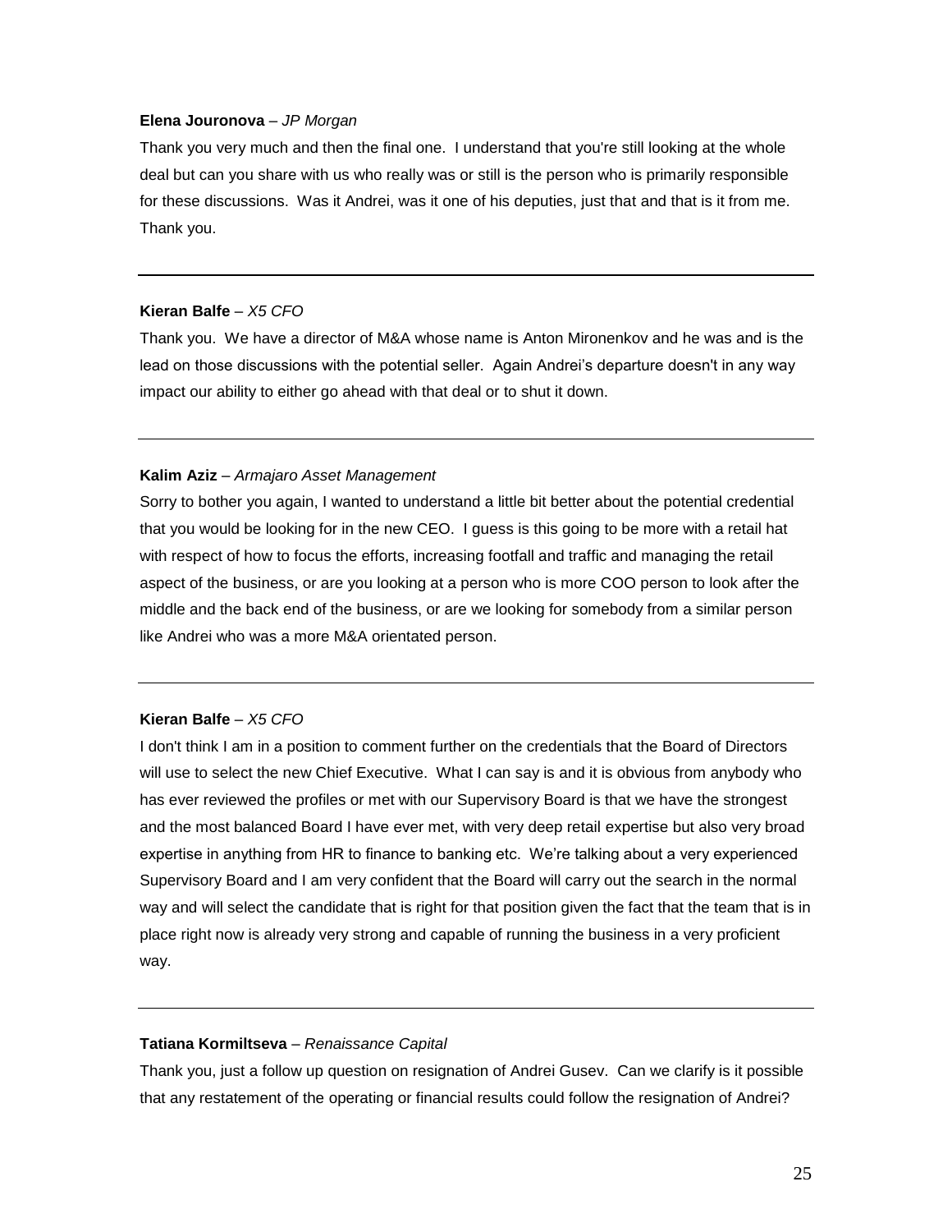**Elena Jouronova** – *JP Morgan*

Thank you very much and then the final one. I understand that you're still looking at the whole deal but can you share with us who really was or still is the person who is primarily responsible for these discussions. Was it Andrei, was it one of his deputies, just that and that is it from me. Thank you.

---

**Kieran Balfe** – *X5 CFO*

Thank you. We have a director of M&A whose name is Anton Mironenkov and he was and is the lead on those discussions with the potential seller. Again Andrei's departure doesn't in any way impact our ability to either go ahead with that deal or to shut it down.

---

**Kalim Aziz** – *Armajaro Asset Management*

Sorry to bother you again, I wanted to understand a little bit better about the potential credential that you would be looking for in the new CEO. I guess is this going to be more with a retail hat with respect of how to focus the efforts, increasing footfall and traffic and managing the retail aspect of the business, or are you looking at a person who is more COO person to look after the middle and the back end of the business, or are we looking for somebody from a similar person like Andrei who was a more M&A orientated person.

---

**Kieran Balfe** – *X5 CFO*

I don't think I am in a position to comment further on the credentials that the Board of Directors will use to select the new Chief Executive. What I can say is and it is obvious from anybody who has ever reviewed the profiles or met with our Supervisory Board is that we have the strongest and the most balanced Board I have ever met, with very deep retail expertise but also very broad expertise in anything from HR to finance to banking etc. We're talking about a very experienced Supervisory Board and I am very confident that the Board will carry out the search in the normal way and will select the candidate that is right for that position given the fact that the team that is in place right now is already very strong and capable of running the business in a very proficient way.

---

**Tatiana Kormiltseva** – *Renaissance Capital*

Thank you, just a follow up question on resignation of Andrei Gusev. Can we clarify is it possible that any restatement of the operating or financial results could follow the resignation of Andrei?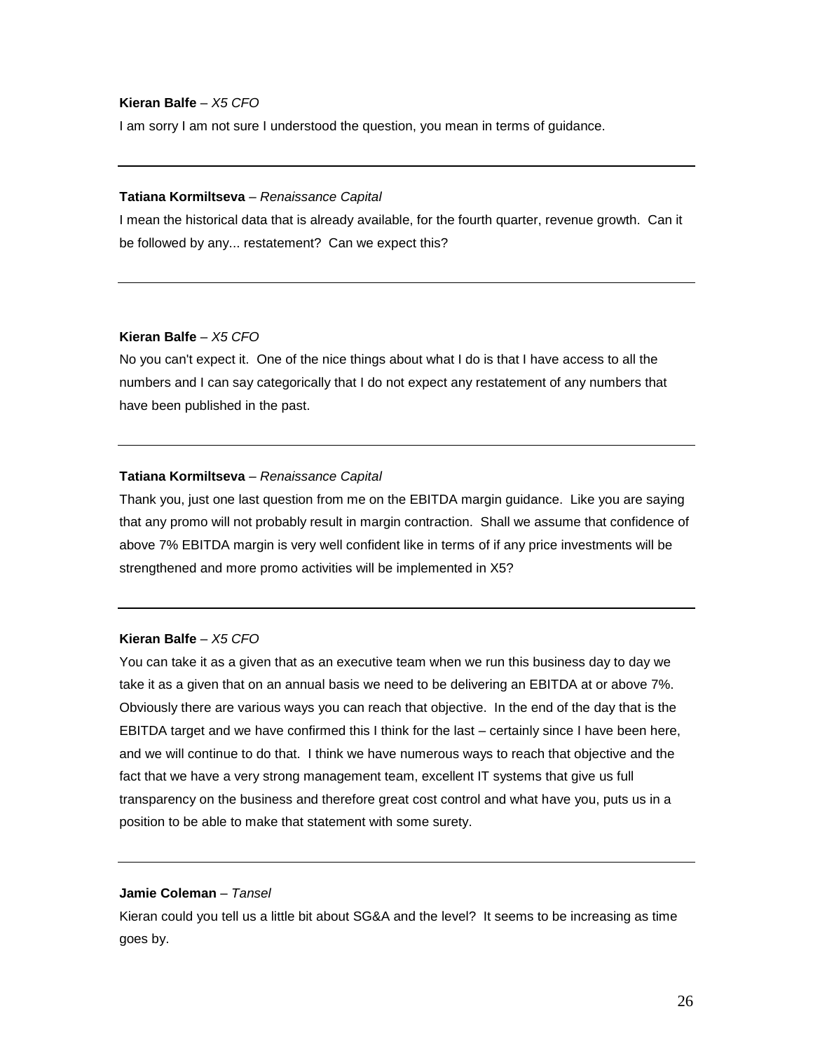**Kieran Balfe** – *X5 CFO*

I am sorry I am not sure I understood the question, you mean in terms of guidance.

---

**Tatiana Kormiltseva** – *Renaissance Capital*

I mean the historical data that is already available, for the fourth quarter, revenue growth. Can it be followed by any... restatement? Can we expect this?

---

**Kieran Balfe** – *X5 CFO*

No you can't expect it. One of the nice things about what I do is that I have access to all the numbers and I can say categorically that I do not expect any restatement of any numbers that have been published in the past.

---

**Tatiana Kormiltseva** – *Renaissance Capital*

Thank you, just one last question from me on the EBITDA margin guidance. Like you are saying that any promo will not probably result in margin contraction. Shall we assume that confidence of above 7% EBITDA margin is very well confident like in terms of if any price investments will be strengthened and more promo activities will be implemented in X5?

---

**Kieran Balfe** – *X5 CFO*

You can take it as a given that as an executive team when we run this business day to day we take it as a given that on an annual basis we need to be delivering an EBITDA at or above 7%. Obviously there are various ways you can reach that objective. In the end of the day that is the EBITDA target and we have confirmed this I think for the last – certainly since I have been here, and we will continue to do that. I think we have numerous ways to reach that objective and the fact that we have a very strong management team, excellent IT systems that give us full transparency on the business and therefore great cost control and what have you, puts us in a position to be able to make that statement with some surety.

---

**Jamie Coleman** – *Tansel*

Kieran could you tell us a little bit about SG&A and the level? It seems to be increasing as time goes by.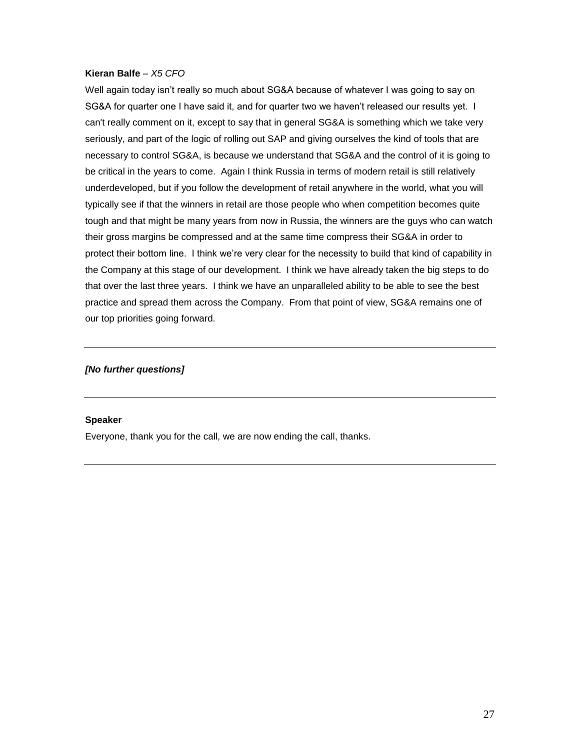**Kieran Balfe** – *X5 CFO*

Well again today isn’t really so much about SG&A because of whatever I was going to say on SG&A for quarter one I have said it, and for quarter two we haven’t released our results yet. I can't really comment on it, except to say that in general SG&A is something which we take very seriously, and part of the logic of rolling out SAP and giving ourselves the kind of tools that are necessary to control SG&A, is because we understand that SG&A and the control of it is going to be critical in the years to come. Again I think Russia in terms of modern retail is still relatively underdeveloped, but if you follow the development of retail anywhere in the world, what you will typically see if that the winners in retail are those people who when competition becomes quite tough and that might be many years from now in Russia, the winners are the guys who can watch their gross margins be compressed and at the same time compress their SG&A in order to protect their bottom line. I think we’re very clear for the necessity to build that kind of capability in the Company at this stage of our development. I think we have already taken the big steps to do that over the last three years. I think we have an unparalleled ability to be able to see the best practice and spread them across the Company. From that point of view, SG&A remains one of our top priorities going forward.

---

***[No further questions]***

---

**Speaker**

Everyone, thank you for the call, we are now ending the call, thanks.

---